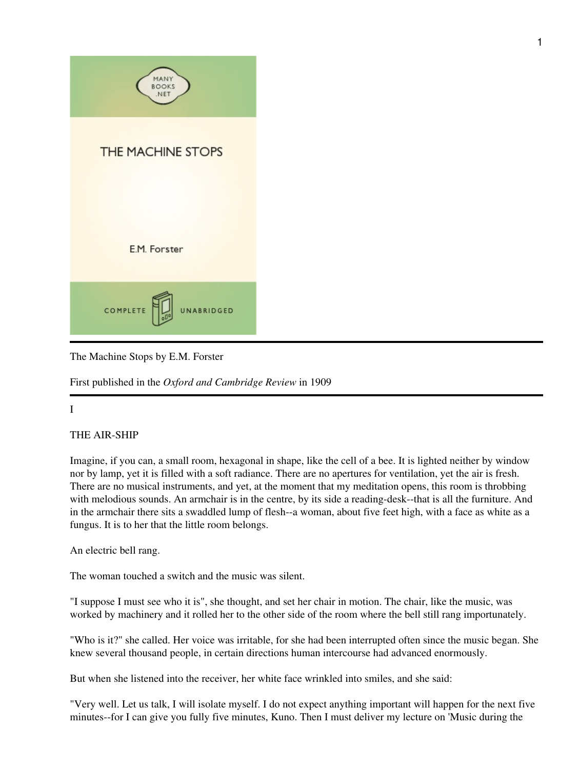The Machine Stops by E.M. Forster

First published in the *Oxford and Cambridge Review* in 1909

# I

## THE AIR-SHIP

Imagine, if you can, a small room, hexagonal in shape, like the cell of a bee. It is lighted neither by window nor by lamp, yet it is filled with a soft radiance. There are no apertures for ventilation, yet the air is fresh. There are no musical instruments, and yet, at the moment that my meditation opens, this room is throbbing with melodious sounds. An armchair is in the centre, by its side a reading-desk--that is all the furniture. And in the armchair there sits a swaddled lump of flesh--a woman, about five feet high, with a face as white as a fungus. It is to her that the little room belongs.

An electric bell rang.

The woman touched a switch and the music was silent.

"I suppose I must see who it is", she thought, and set her chair in motion. The chair, like the music, was worked by machinery and it rolled her to the other side of the room where the bell still rang importunately.

"Who is it?" she called. Her voice was irritable, for she had been interrupted often since the music began. She knew several thousand people, in certain directions human intercourse had advanced enormously.

But when she listened into the receiver, her white face wrinkled into smiles, and she said:

"Very well. Let us talk, I will isolate myself. I do not expect anything important will happen for the next five minutes--for I can give you fully five minutes, Kuno. Then I must deliver my lecture on 'Music during the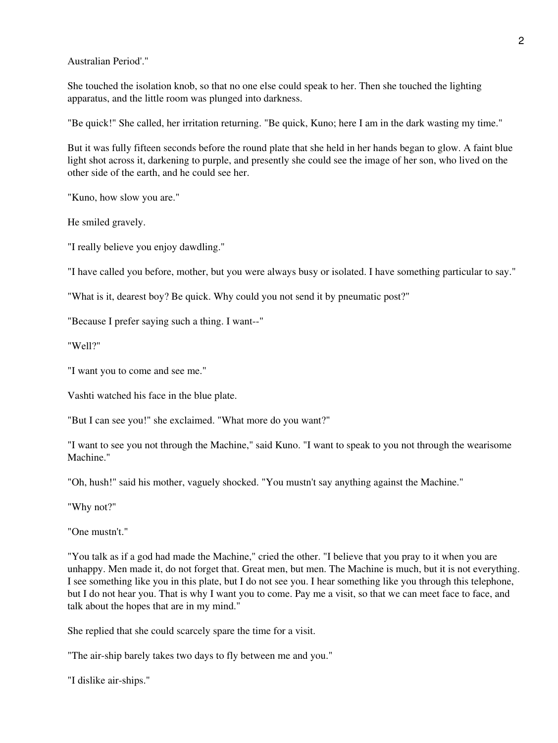Australian Period'."

She touched the isolation knob, so that no one else could speak to her. Then she touched the lighting apparatus, and the little room was plunged into darkness.

"Be quick!" She called, her irritation returning. "Be quick, Kuno; here I am in the dark wasting my time."

But it was fully fifteen seconds before the round plate that she held in her hands began to glow. A faint blue light shot across it, darkening to purple, and presently she could see the image of her son, who lived on the other side of the earth, and he could see her.

"Kuno, how slow you are."

He smiled gravely.

"I really believe you enjoy dawdling."

"I have called you before, mother, but you were always busy or isolated. I have something particular to say."

"What is it, dearest boy? Be quick. Why could you not send it by pneumatic post?"

"Because I prefer saying such a thing. I want--"

"Well?"

"I want you to come and see me."

Vashti watched his face in the blue plate.

"But I can see you!" she exclaimed. "What more do you want?"

"I want to see you not through the Machine," said Kuno. "I want to speak to you not through the wearisome Machine."

"Oh, hush!" said his mother, vaguely shocked. "You mustn't say anything against the Machine."

"Why not?"

"One mustn't."

"You talk as if a god had made the Machine," cried the other. "I believe that you pray to it when you are unhappy. Men made it, do not forget that. Great men, but men. The Machine is much, but it is not everything. I see something like you in this plate, but I do not see you. I hear something like you through this telephone, but I do not hear you. That is why I want you to come. Pay me a visit, so that we can meet face to face, and talk about the hopes that are in my mind."

She replied that she could scarcely spare the time for a visit.

"The air-ship barely takes two days to fly between me and you."

"I dislike air-ships."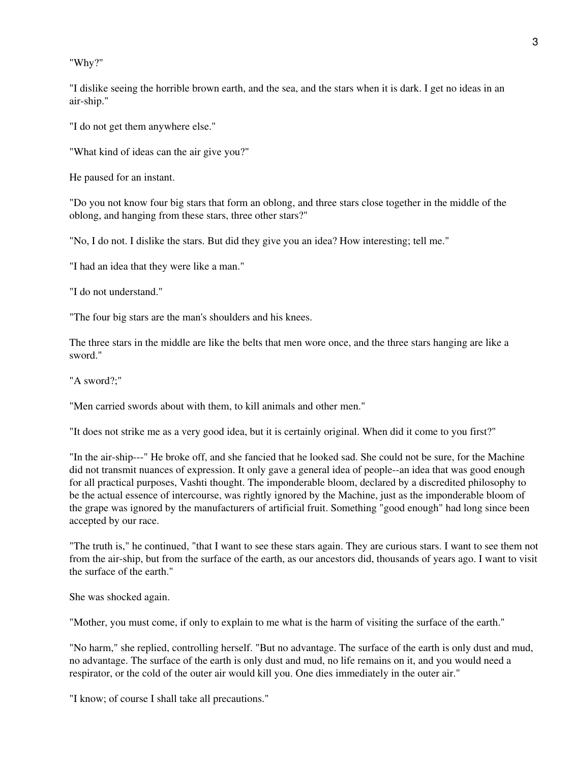"Why?"

"I dislike seeing the horrible brown earth, and the sea, and the stars when it is dark. I get no ideas in an air-ship."

"I do not get them anywhere else."

"What kind of ideas can the air give you?"

He paused for an instant.

"Do you not know four big stars that form an oblong, and three stars close together in the middle of the oblong, and hanging from these stars, three other stars?"

"No, I do not. I dislike the stars. But did they give you an idea? How interesting; tell me."

"I had an idea that they were like a man."

"I do not understand."

"The four big stars are the man's shoulders and his knees.

The three stars in the middle are like the belts that men wore once, and the three stars hanging are like a sword."

"A sword?;"

"Men carried swords about with them, to kill animals and other men."

"It does not strike me as a very good idea, but it is certainly original. When did it come to you first?"

"In the air-ship---" He broke off, and she fancied that he looked sad. She could not be sure, for the Machine did not transmit nuances of expression. It only gave a general idea of people--an idea that was good enough for all practical purposes, Vashti thought. The imponderable bloom, declared by a discredited philosophy to be the actual essence of intercourse, was rightly ignored by the Machine, just as the imponderable bloom of the grape was ignored by the manufacturers of artificial fruit. Something "good enough" had long since been accepted by our race.

"The truth is," he continued, "that I want to see these stars again. They are curious stars. I want to see them not from the air-ship, but from the surface of the earth, as our ancestors did, thousands of years ago. I want to visit the surface of the earth."

She was shocked again.

"Mother, you must come, if only to explain to me what is the harm of visiting the surface of the earth."

"No harm," she replied, controlling herself. "But no advantage. The surface of the earth is only dust and mud, no advantage. The surface of the earth is only dust and mud, no life remains on it, and you would need a respirator, or the cold of the outer air would kill you. One dies immediately in the outer air."

"I know; of course I shall take all precautions."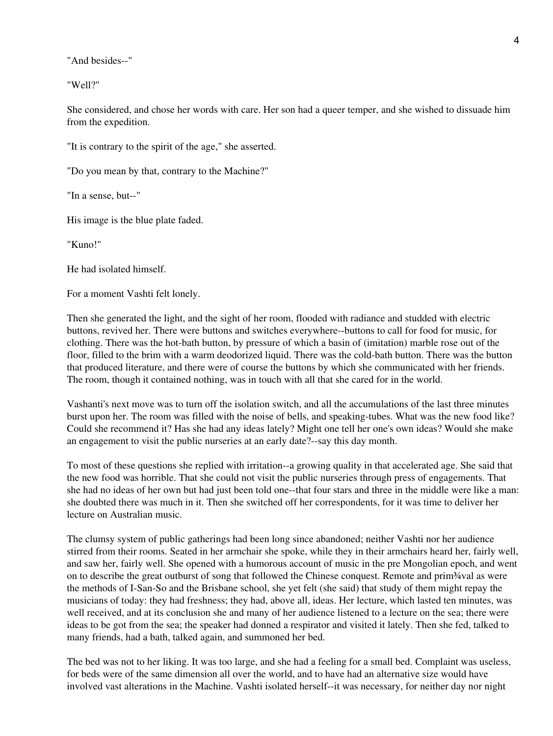"And besides--"

"Well?"

She considered, and chose her words with care. Her son had a queer temper, and she wished to dissuade him from the expedition.

"It is contrary to the spirit of the age," she asserted.

"Do you mean by that, contrary to the Machine?"

"In a sense, but--"

His image is the blue plate faded.

"Kuno!"

He had isolated himself.

For a moment Vashti felt lonely.

Then she generated the light, and the sight of her room, flooded with radiance and studded with electric buttons, revived her. There were buttons and switches everywhere--buttons to call for food for music, for clothing. There was the hot-bath button, by pressure of which a basin of (imitation) marble rose out of the floor, filled to the brim with a warm deodorized liquid. There was the cold-bath button. There was the button that produced literature, and there were of course the buttons by which she communicated with her friends. The room, though it contained nothing, was in touch with all that she cared for in the world.

Vashanti's next move was to turn off the isolation switch, and all the accumulations of the last three minutes burst upon her. The room was filled with the noise of bells, and speaking-tubes. What was the new food like? Could she recommend it? Has she had any ideas lately? Might one tell her one's own ideas? Would she make an engagement to visit the public nurseries at an early date?--say this day month.

To most of these questions she replied with irritation--a growing quality in that accelerated age. She said that the new food was horrible. That she could not visit the public nurseries through press of engagements. That she had no ideas of her own but had just been told one--that four stars and three in the middle were like a man: she doubted there was much in it. Then she switched off her correspondents, for it was time to deliver her lecture on Australian music.

The clumsy system of public gatherings had been long since abandoned; neither Vashti nor her audience stirred from their rooms. Seated in her armchair she spoke, while they in their armchairs heard her, fairly well, and saw her, fairly well. She opened with a humorous account of music in the pre Mongolian epoch, and went on to describe the great outburst of song that followed the Chinese conquest. Remote and prim¾val as were the methods of I-San-So and the Brisbane school, she yet felt (she said) that study of them might repay the musicians of today: they had freshness; they had, above all, ideas. Her lecture, which lasted ten minutes, was well received, and at its conclusion she and many of her audience listened to a lecture on the sea; there were ideas to be got from the sea; the speaker had donned a respirator and visited it lately. Then she fed, talked to many friends, had a bath, talked again, and summoned her bed.

The bed was not to her liking. It was too large, and she had a feeling for a small bed. Complaint was useless, for beds were of the same dimension all over the world, and to have had an alternative size would have involved vast alterations in the Machine. Vashti isolated herself--it was necessary, for neither day nor night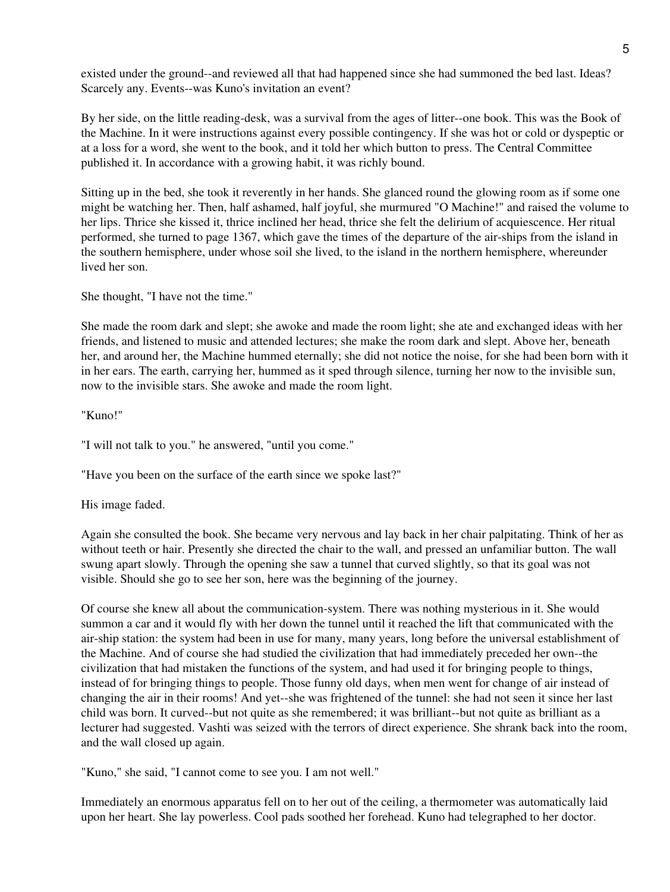existed under the ground--and reviewed all that had happened since she had summoned the bed last. Ideas? Scarcely any. Events--was Kuno's invitation an event?

By her side, on the little reading-desk, was a survival from the ages of litter--one book. This was the Book of the Machine. In it were instructions against every possible contingency. If she was hot or cold or dyspeptic or at a loss for a word, she went to the book, and it told her which button to press. The Central Committee published it. In accordance with a growing habit, it was richly bound.

Sitting up in the bed, she took it reverently in her hands. She glanced round the glowing room as if some one might be watching her. Then, half ashamed, half joyful, she murmured "O Machine!" and raised the volume to her lips. Thrice she kissed it, thrice inclined her head, thrice she felt the delirium of acquiescence. Her ritual performed, she turned to page 1367, which gave the times of the departure of the air-ships from the island in the southern hemisphere, under whose soil she lived, to the island in the northern hemisphere, whereunder lived her son.

She thought, "I have not the time."

She made the room dark and slept; she awoke and made the room light; she ate and exchanged ideas with her friends, and listened to music and attended lectures; she make the room dark and slept. Above her, beneath her, and around her, the Machine hummed eternally; she did not notice the noise, for she had been born with it in her ears. The earth, carrying her, hummed as it sped through silence, turning her now to the invisible sun, now to the invisible stars. She awoke and made the room light.

"Kuno!"

"I will not talk to you." he answered, "until you come."

"Have you been on the surface of the earth since we spoke last?"

His image faded.

Again she consulted the book. She became very nervous and lay back in her chair palpitating. Think of her as without teeth or hair. Presently she directed the chair to the wall, and pressed an unfamiliar button. The wall swung apart slowly. Through the opening she saw a tunnel that curved slightly, so that its goal was not visible. Should she go to see her son, here was the beginning of the journey.

Of course she knew all about the communication-system. There was nothing mysterious in it. She would summon a car and it would fly with her down the tunnel until it reached the lift that communicated with the air-ship station: the system had been in use for many, many years, long before the universal establishment of the Machine. And of course she had studied the civilization that had immediately preceded her own--the civilization that had mistaken the functions of the system, and had used it for bringing people to things, instead of for bringing things to people. Those funny old days, when men went for change of air instead of changing the air in their rooms! And yet--she was frightened of the tunnel: she had not seen it since her last child was born. It curved--but not quite as she remembered; it was brilliant--but not quite as brilliant as a lecturer had suggested. Vashti was seized with the terrors of direct experience. She shrank back into the room, and the wall closed up again.

"Kuno," she said, "I cannot come to see you. I am not well."

Immediately an enormous apparatus fell on to her out of the ceiling, a thermometer was automatically laid upon her heart. She lay powerless. Cool pads soothed her forehead. Kuno had telegraphed to her doctor.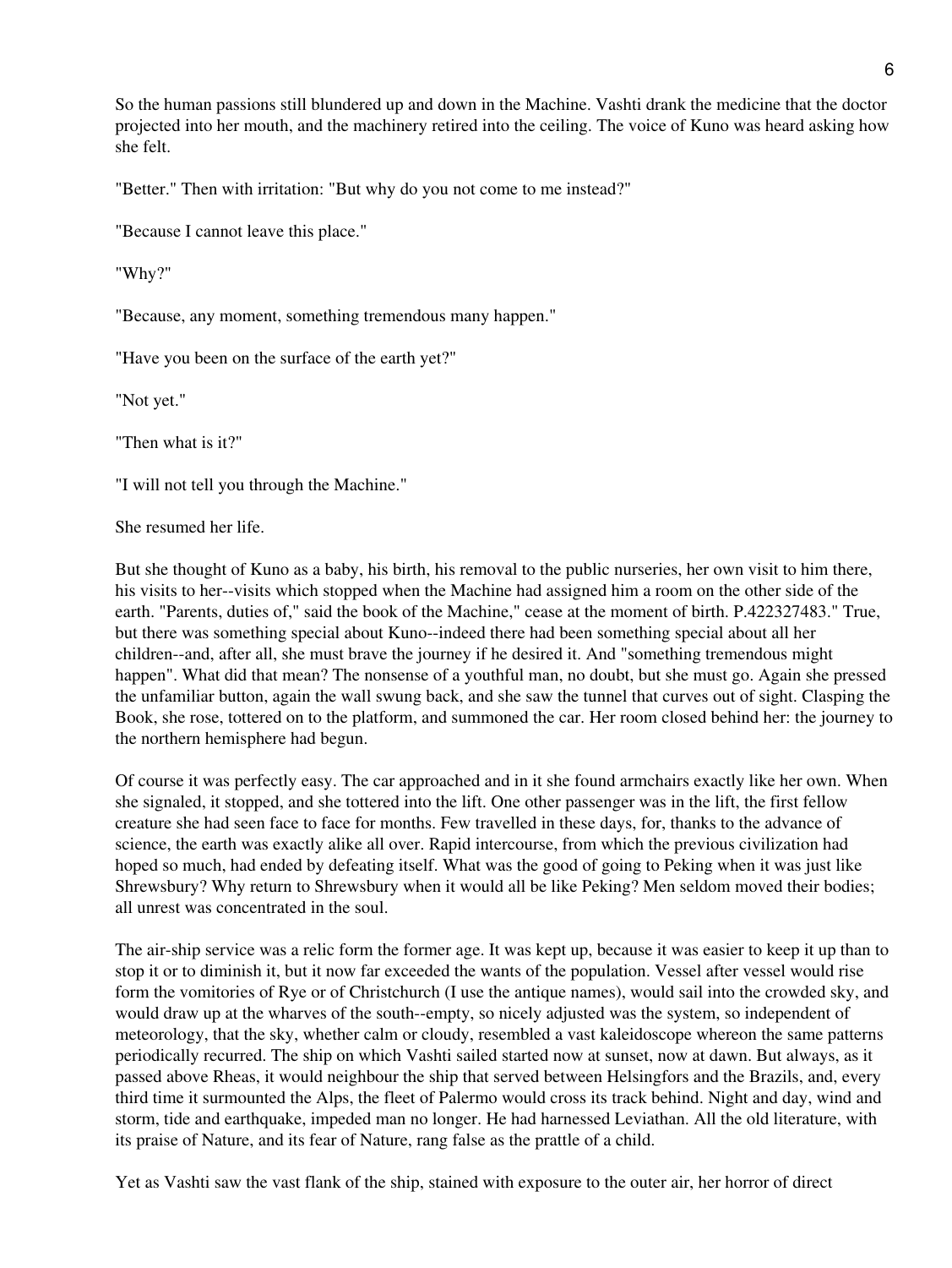So the human passions still blundered up and down in the Machine. Vashti drank the medicine that the doctor projected into her mouth, and the machinery retired into the ceiling. The voice of Kuno was heard asking how she felt.

"Better." Then with irritation: "But why do you not come to me instead?"

"Because I cannot leave this place."

"Why?"

"Because, any moment, something tremendous many happen."

"Have you been on the surface of the earth yet?"

"Not yet."

"Then what is it?"

"I will not tell you through the Machine."

She resumed her life.

But she thought of Kuno as a baby, his birth, his removal to the public nurseries, her own visit to him there, his visits to her--visits which stopped when the Machine had assigned him a room on the other side of the earth. "Parents, duties of," said the book of the Machine," cease at the moment of birth. P.422327483." True, but there was something special about Kuno--indeed there had been something special about all her children--and, after all, she must brave the journey if he desired it. And "something tremendous might happen". What did that mean? The nonsense of a youthful man, no doubt, but she must go. Again she pressed the unfamiliar button, again the wall swung back, and she saw the tunnel that curves out of sight. Clasping the Book, she rose, tottered on to the platform, and summoned the car. Her room closed behind her: the journey to the northern hemisphere had begun.

Of course it was perfectly easy. The car approached and in it she found armchairs exactly like her own. When she signaled, it stopped, and she tottered into the lift. One other passenger was in the lift, the first fellow creature she had seen face to face for months. Few travelled in these days, for, thanks to the advance of science, the earth was exactly alike all over. Rapid intercourse, from which the previous civilization had hoped so much, had ended by defeating itself. What was the good of going to Peking when it was just like Shrewsbury? Why return to Shrewsbury when it would all be like Peking? Men seldom moved their bodies; all unrest was concentrated in the soul.

The air-ship service was a relic form the former age. It was kept up, because it was easier to keep it up than to stop it or to diminish it, but it now far exceeded the wants of the population. Vessel after vessel would rise form the vomitories of Rye or of Christchurch (I use the antique names), would sail into the crowded sky, and would draw up at the wharves of the south--empty, so nicely adjusted was the system, so independent of meteorology, that the sky, whether calm or cloudy, resembled a vast kaleidoscope whereon the same patterns periodically recurred. The ship on which Vashti sailed started now at sunset, now at dawn. But always, as it passed above Rheas, it would neighbour the ship that served between Helsingfors and the Brazils, and, every third time it surmounted the Alps, the fleet of Palermo would cross its track behind. Night and day, wind and storm, tide and earthquake, impeded man no longer. He had harnessed Leviathan. All the old literature, with its praise of Nature, and its fear of Nature, rang false as the prattle of a child.

Yet as Vashti saw the vast flank of the ship, stained with exposure to the outer air, her horror of direct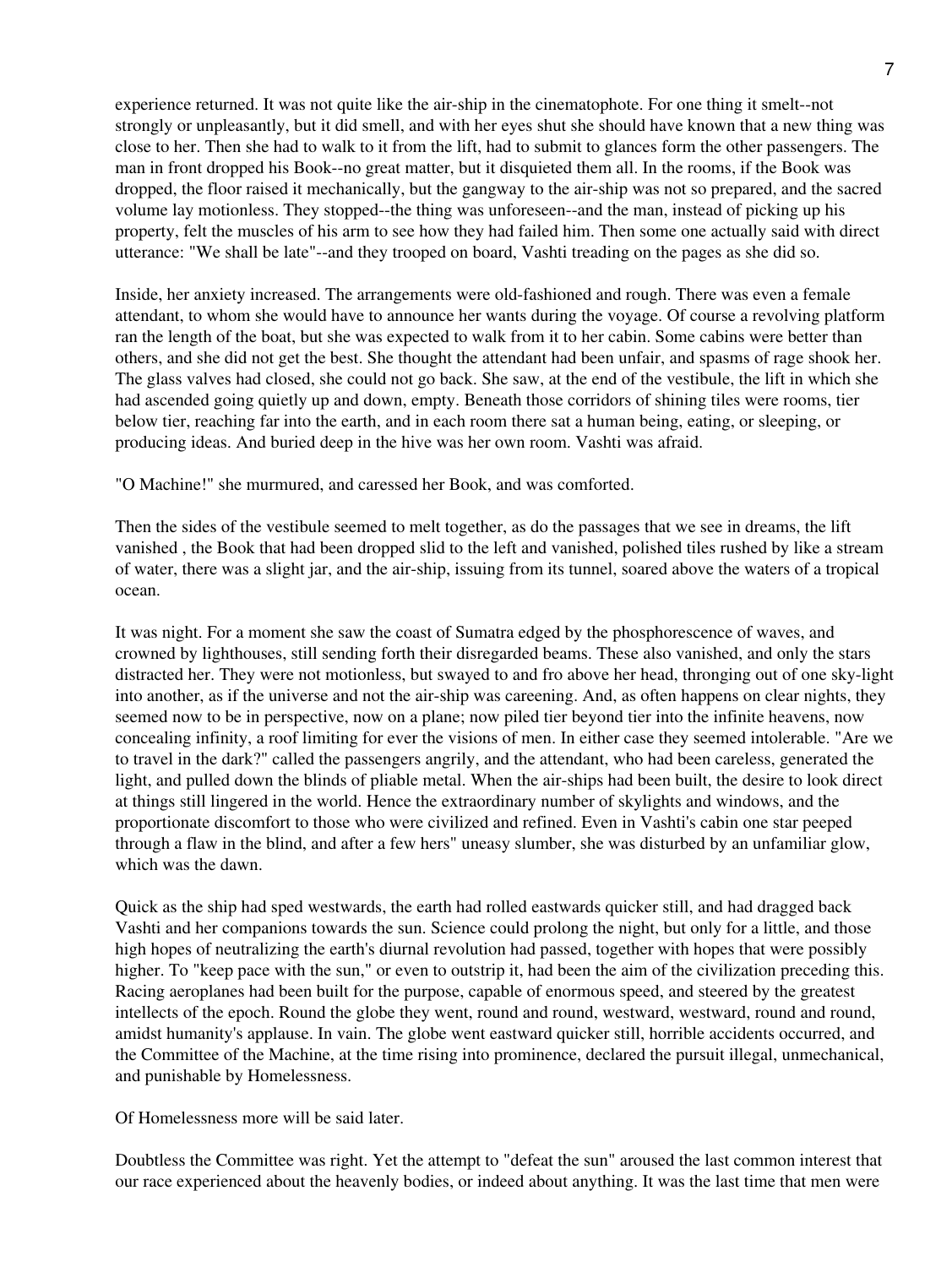experience returned. It was not quite like the air-ship in the cinematophote. For one thing it smelt--not strongly or unpleasantly, but it did smell, and with her eyes shut she should have known that a new thing was close to her. Then she had to walk to it from the lift, had to submit to glances form the other passengers. The man in front dropped his Book--no great matter, but it disquieted them all. In the rooms, if the Book was dropped, the floor raised it mechanically, but the gangway to the air-ship was not so prepared, and the sacred volume lay motionless. They stopped--the thing was unforeseen--and the man, instead of picking up his property, felt the muscles of his arm to see how they had failed him. Then some one actually said with direct utterance: "We shall be late"--and they trooped on board, Vashti treading on the pages as she did so.

Inside, her anxiety increased. The arrangements were old-fashioned and rough. There was even a female attendant, to whom she would have to announce her wants during the voyage. Of course a revolving platform ran the length of the boat, but she was expected to walk from it to her cabin. Some cabins were better than others, and she did not get the best. She thought the attendant had been unfair, and spasms of rage shook her. The glass valves had closed, she could not go back. She saw, at the end of the vestibule, the lift in which she had ascended going quietly up and down, empty. Beneath those corridors of shining tiles were rooms, tier below tier, reaching far into the earth, and in each room there sat a human being, eating, or sleeping, or producing ideas. And buried deep in the hive was her own room. Vashti was afraid.

"O Machine!" she murmured, and caressed her Book, and was comforted.

Then the sides of the vestibule seemed to melt together, as do the passages that we see in dreams, the lift vanished , the Book that had been dropped slid to the left and vanished, polished tiles rushed by like a stream of water, there was a slight jar, and the air-ship, issuing from its tunnel, soared above the waters of a tropical ocean.

It was night. For a moment she saw the coast of Sumatra edged by the phosphorescence of waves, and crowned by lighthouses, still sending forth their disregarded beams. These also vanished, and only the stars distracted her. They were not motionless, but swayed to and fro above her head, thronging out of one sky-light into another, as if the universe and not the air-ship was careening. And, as often happens on clear nights, they seemed now to be in perspective, now on a plane; now piled tier beyond tier into the infinite heavens, now concealing infinity, a roof limiting for ever the visions of men. In either case they seemed intolerable. "Are we to travel in the dark?" called the passengers angrily, and the attendant, who had been careless, generated the light, and pulled down the blinds of pliable metal. When the air-ships had been built, the desire to look direct at things still lingered in the world. Hence the extraordinary number of skylights and windows, and the proportionate discomfort to those who were civilized and refined. Even in Vashti's cabin one star peeped through a flaw in the blind, and after a few hers" uneasy slumber, she was disturbed by an unfamiliar glow, which was the dawn.

Quick as the ship had sped westwards, the earth had rolled eastwards quicker still, and had dragged back Vashti and her companions towards the sun. Science could prolong the night, but only for a little, and those high hopes of neutralizing the earth's diurnal revolution had passed, together with hopes that were possibly higher. To "keep pace with the sun," or even to outstrip it, had been the aim of the civilization preceding this. Racing aeroplanes had been built for the purpose, capable of enormous speed, and steered by the greatest intellects of the epoch. Round the globe they went, round and round, westward, westward, round and round, amidst humanity's applause. In vain. The globe went eastward quicker still, horrible accidents occurred, and the Committee of the Machine, at the time rising into prominence, declared the pursuit illegal, unmechanical, and punishable by Homelessness.

Of Homelessness more will be said later.

Doubtless the Committee was right. Yet the attempt to "defeat the sun" aroused the last common interest that our race experienced about the heavenly bodies, or indeed about anything. It was the last time that men were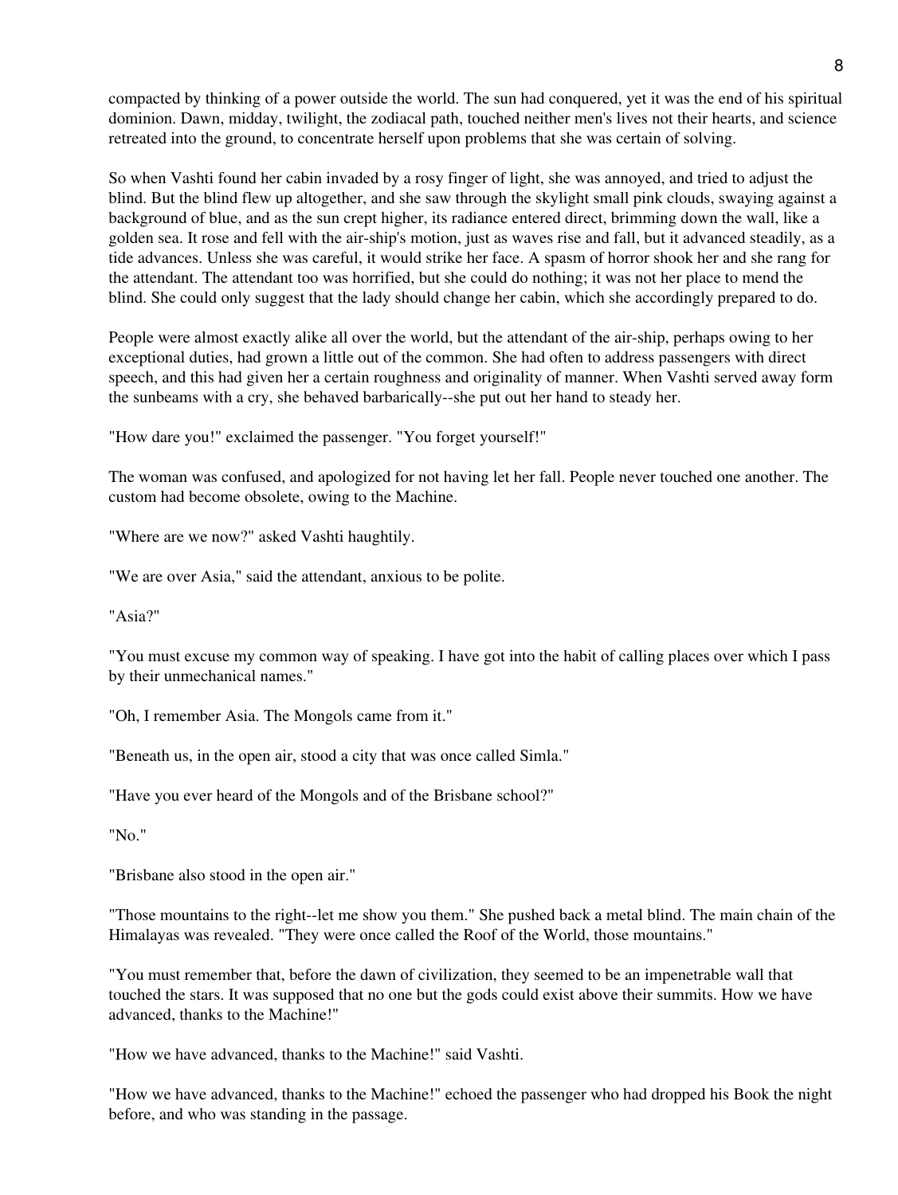compacted by thinking of a power outside the world. The sun had conquered, yet it was the end of his spiritual dominion. Dawn, midday, twilight, the zodiacal path, touched neither men's lives not their hearts, and science retreated into the ground, to concentrate herself upon problems that she was certain of solving.

So when Vashti found her cabin invaded by a rosy finger of light, she was annoyed, and tried to adjust the blind. But the blind flew up altogether, and she saw through the skylight small pink clouds, swaying against a background of blue, and as the sun crept higher, its radiance entered direct, brimming down the wall, like a golden sea. It rose and fell with the air-ship's motion, just as waves rise and fall, but it advanced steadily, as a tide advances. Unless she was careful, it would strike her face. A spasm of horror shook her and she rang for the attendant. The attendant too was horrified, but she could do nothing; it was not her place to mend the blind. She could only suggest that the lady should change her cabin, which she accordingly prepared to do.

People were almost exactly alike all over the world, but the attendant of the air-ship, perhaps owing to her exceptional duties, had grown a little out of the common. She had often to address passengers with direct speech, and this had given her a certain roughness and originality of manner. When Vashti served away form the sunbeams with a cry, she behaved barbarically--she put out her hand to steady her.

"How dare you!" exclaimed the passenger. "You forget yourself!"

The woman was confused, and apologized for not having let her fall. People never touched one another. The custom had become obsolete, owing to the Machine.

"Where are we now?" asked Vashti haughtily.

"We are over Asia," said the attendant, anxious to be polite.

"Asia?"

"You must excuse my common way of speaking. I have got into the habit of calling places over which I pass by their unmechanical names."

"Oh, I remember Asia. The Mongols came from it."

"Beneath us, in the open air, stood a city that was once called Simla."

"Have you ever heard of the Mongols and of the Brisbane school?"

"No."

"Brisbane also stood in the open air."

"Those mountains to the right--let me show you them." She pushed back a metal blind. The main chain of the Himalayas was revealed. "They were once called the Roof of the World, those mountains."

"You must remember that, before the dawn of civilization, they seemed to be an impenetrable wall that touched the stars. It was supposed that no one but the gods could exist above their summits. How we have advanced, thanks to the Machine!"

"How we have advanced, thanks to the Machine!" said Vashti.

"How we have advanced, thanks to the Machine!" echoed the passenger who had dropped his Book the night before, and who was standing in the passage.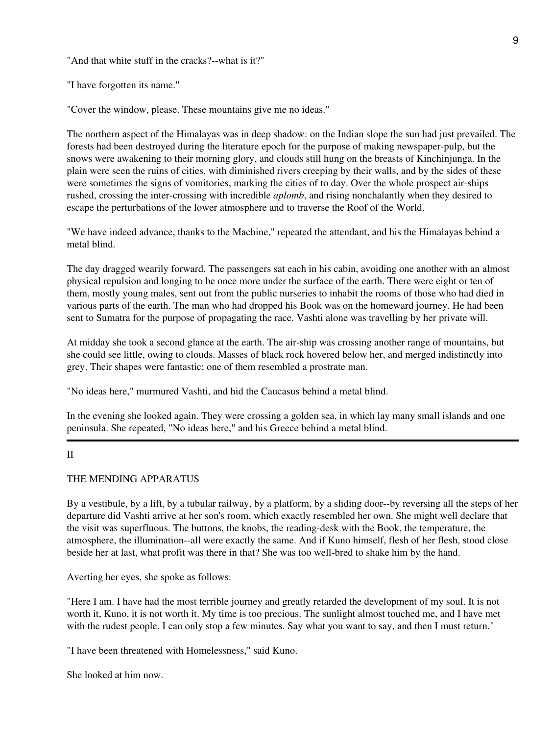"And that white stuff in the cracks?--what is it?"

"I have forgotten its name."

"Cover the window, please. These mountains give me no ideas."

The northern aspect of the Himalayas was in deep shadow: on the Indian slope the sun had just prevailed. The forests had been destroyed during the literature epoch for the purpose of making newspaper-pulp, but the snows were awakening to their morning glory, and clouds still hung on the breasts of Kinchinjunga. In the plain were seen the ruins of cities, with diminished rivers creeping by their walls, and by the sides of these were sometimes the signs of vomitories, marking the cities of to day. Over the whole prospect air-ships rushed, crossing the inter-crossing with incredible *aplomb*, and rising nonchalantly when they desired to escape the perturbations of the lower atmosphere and to traverse the Roof of the World.

"We have indeed advance, thanks to the Machine," repeated the attendant, and his the Himalayas behind a metal blind.

The day dragged wearily forward. The passengers sat each in his cabin, avoiding one another with an almost physical repulsion and longing to be once more under the surface of the earth. There were eight or ten of them, mostly young males, sent out from the public nurseries to inhabit the rooms of those who had died in various parts of the earth. The man who had dropped his Book was on the homeward journey. He had been sent to Sumatra for the purpose of propagating the race. Vashti alone was travelling by her private will.

At midday she took a second glance at the earth. The air-ship was crossing another range of mountains, but she could see little, owing to clouds. Masses of black rock hovered below her, and merged indistinctly into grey. Their shapes were fantastic; one of them resembled a prostrate man.

"No ideas here," murmured Vashti, and hid the Caucasus behind a metal blind.

In the evening she looked again. They were crossing a golden sea, in which lay many small islands and one peninsula. She repeated, "No ideas here," and his Greece behind a metal blind.

---

## II

## THE MENDING APPARATUS

By a vestibule, by a lift, by a tubular railway, by a platform, by a sliding door--by reversing all the steps of her departure did Vashti arrive at her son's room, which exactly resembled her own. She might well declare that the visit was superfluous. The buttons, the knobs, the reading-desk with the Book, the temperature, the atmosphere, the illumination--all were exactly the same. And if Kuno himself, flesh of her flesh, stood close beside her at last, what profit was there in that? She was too well-bred to shake him by the hand.

Averting her eyes, she spoke as follows:

"Here I am. I have had the most terrible journey and greatly retarded the development of my soul. It is not worth it, Kuno, it is not worth it. My time is too precious. The sunlight almost touched me, and I have met with the rudest people. I can only stop a few minutes. Say what you want to say, and then I must return."

"I have been threatened with Homelessness," said Kuno.

She looked at him now.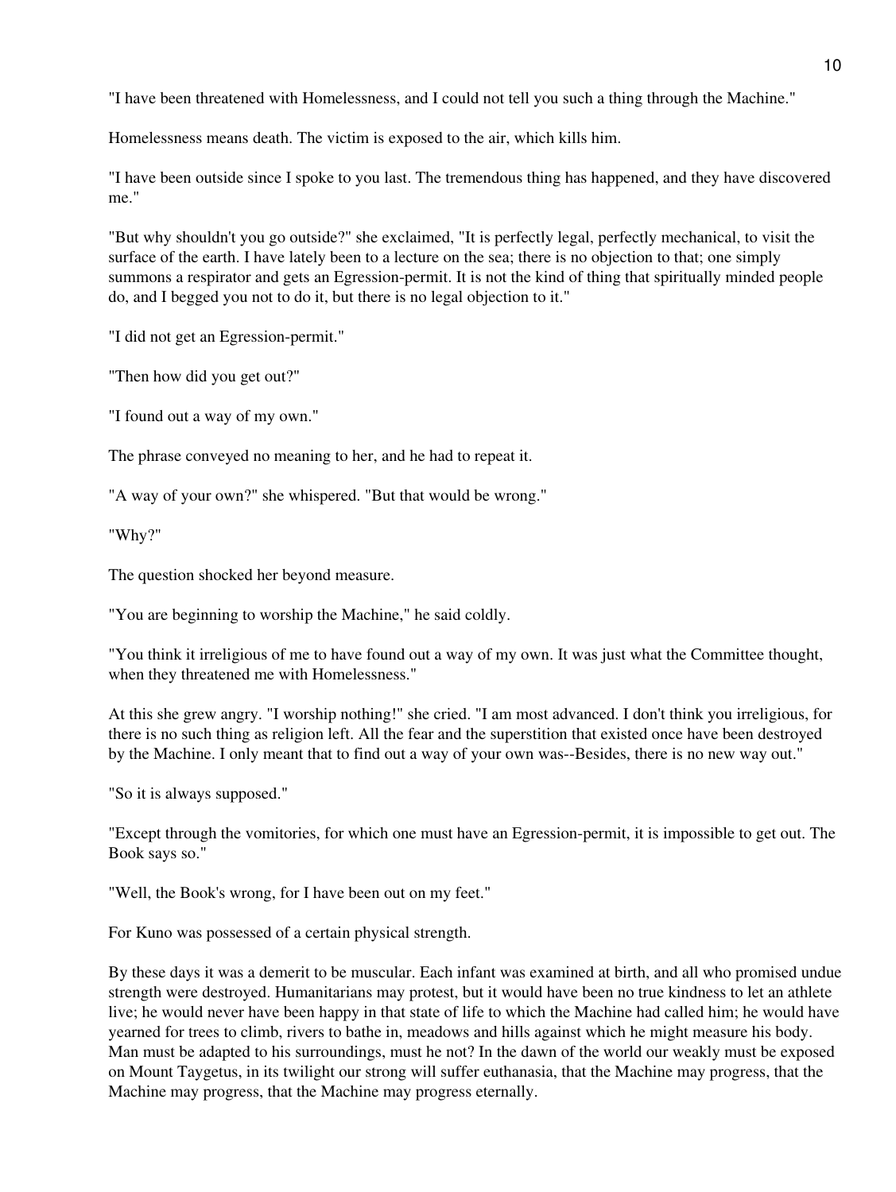"I have been threatened with Homelessness, and I could not tell you such a thing through the Machine."

Homelessness means death. The victim is exposed to the air, which kills him.

"I have been outside since I spoke to you last. The tremendous thing has happened, and they have discovered me."

"But why shouldn't you go outside?" she exclaimed, "It is perfectly legal, perfectly mechanical, to visit the surface of the earth. I have lately been to a lecture on the sea; there is no objection to that; one simply summons a respirator and gets an Egression-permit. It is not the kind of thing that spiritually minded people do, and I begged you not to do it, but there is no legal objection to it."

"I did not get an Egression-permit."

"Then how did you get out?"

"I found out a way of my own."

The phrase conveyed no meaning to her, and he had to repeat it.

"A way of your own?" she whispered. "But that would be wrong."

"Why?"

The question shocked her beyond measure.

"You are beginning to worship the Machine," he said coldly.

"You think it irreligious of me to have found out a way of my own. It was just what the Committee thought, when they threatened me with Homelessness."

At this she grew angry. "I worship nothing!" she cried. "I am most advanced. I don't think you irreligious, for there is no such thing as religion left. All the fear and the superstition that existed once have been destroyed by the Machine. I only meant that to find out a way of your own was--Besides, there is no new way out."

"So it is always supposed."

"Except through the vomitories, for which one must have an Egression-permit, it is impossible to get out. The Book says so."

"Well, the Book's wrong, for I have been out on my feet."

For Kuno was possessed of a certain physical strength.

By these days it was a demerit to be muscular. Each infant was examined at birth, and all who promised undue strength were destroyed. Humanitarians may protest, but it would have been no true kindness to let an athlete live; he would never have been happy in that state of life to which the Machine had called him; he would have yearned for trees to climb, rivers to bathe in, meadows and hills against which he might measure his body. Man must be adapted to his surroundings, must he not? In the dawn of the world our weakly must be exposed on Mount Taygetus, in its twilight our strong will suffer euthanasia, that the Machine may progress, that the Machine may progress, that the Machine may progress eternally.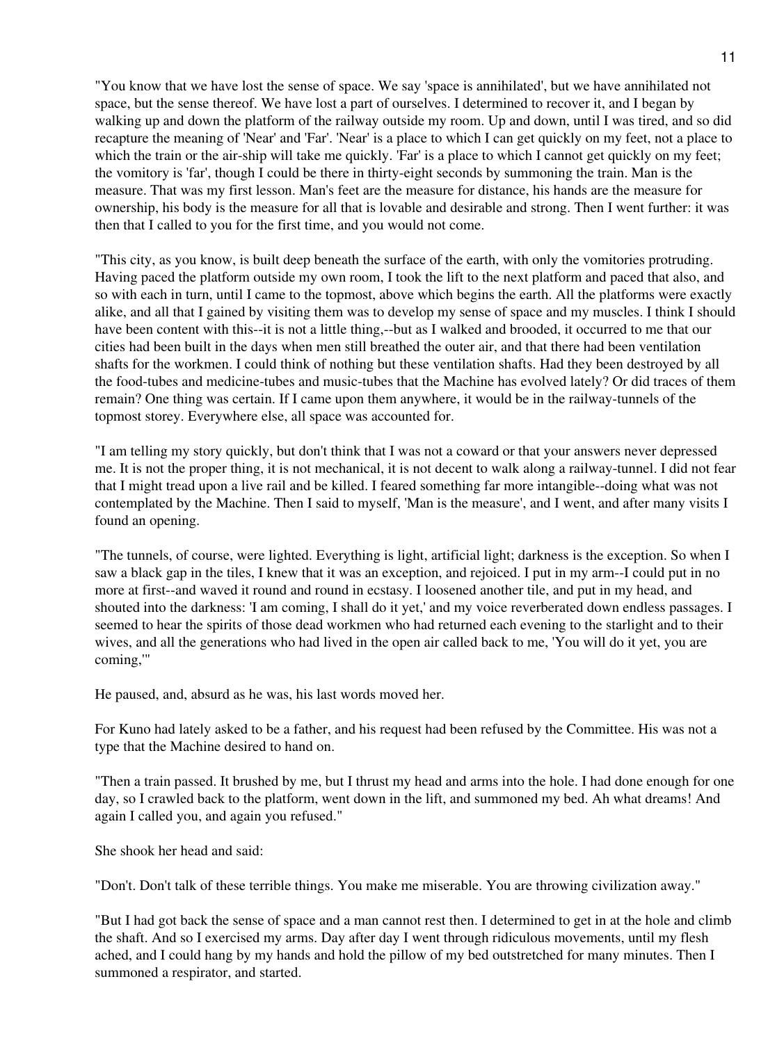"You know that we have lost the sense of space. We say 'space is annihilated', but we have annihilated not space, but the sense thereof. We have lost a part of ourselves. I determined to recover it, and I began by walking up and down the platform of the railway outside my room. Up and down, until I was tired, and so did recapture the meaning of 'Near' and 'Far'. 'Near' is a place to which I can get quickly on my feet, not a place to which the train or the air-ship will take me quickly. 'Far' is a place to which I cannot get quickly on my feet; the vomitory is 'far', though I could be there in thirty-eight seconds by summoning the train. Man is the measure. That was my first lesson. Man's feet are the measure for distance, his hands are the measure for ownership, his body is the measure for all that is lovable and desirable and strong. Then I went further: it was then that I called to you for the first time, and you would not come.

"This city, as you know, is built deep beneath the surface of the earth, with only the vomitories protruding. Having paced the platform outside my own room, I took the lift to the next platform and paced that also, and so with each in turn, until I came to the topmost, above which begins the earth. All the platforms were exactly alike, and all that I gained by visiting them was to develop my sense of space and my muscles. I think I should have been content with this--it is not a little thing,--but as I walked and brooded, it occurred to me that our cities had been built in the days when men still breathed the outer air, and that there had been ventilation shafts for the workmen. I could think of nothing but these ventilation shafts. Had they been destroyed by all the food-tubes and medicine-tubes and music-tubes that the Machine has evolved lately? Or did traces of them remain? One thing was certain. If I came upon them anywhere, it would be in the railway-tunnels of the topmost storey. Everywhere else, all space was accounted for.

"I am telling my story quickly, but don't think that I was not a coward or that your answers never depressed me. It is not the proper thing, it is not mechanical, it is not decent to walk along a railway-tunnel. I did not fear that I might tread upon a live rail and be killed. I feared something far more intangible--doing what was not contemplated by the Machine. Then I said to myself, 'Man is the measure', and I went, and after many visits I found an opening.

"The tunnels, of course, were lighted. Everything is light, artificial light; darkness is the exception. So when I saw a black gap in the tiles, I knew that it was an exception, and rejoiced. I put in my arm--I could put in no more at first--and waved it round and round in ecstasy. I loosened another tile, and put in my head, and shouted into the darkness: 'I am coming, I shall do it yet,' and my voice reverberated down endless passages. I seemed to hear the spirits of those dead workmen who had returned each evening to the starlight and to their wives, and all the generations who had lived in the open air called back to me, 'You will do it yet, you are coming,'"

He paused, and, absurd as he was, his last words moved her.

For Kuno had lately asked to be a father, and his request had been refused by the Committee. His was not a type that the Machine desired to hand on.

"Then a train passed. It brushed by me, but I thrust my head and arms into the hole. I had done enough for one day, so I crawled back to the platform, went down in the lift, and summoned my bed. Ah what dreams! And again I called you, and again you refused."

She shook her head and said:

"Don't. Don't talk of these terrible things. You make me miserable. You are throwing civilization away."

"But I had got back the sense of space and a man cannot rest then. I determined to get in at the hole and climb the shaft. And so I exercised my arms. Day after day I went through ridiculous movements, until my flesh ached, and I could hang by my hands and hold the pillow of my bed outstretched for many minutes. Then I summoned a respirator, and started.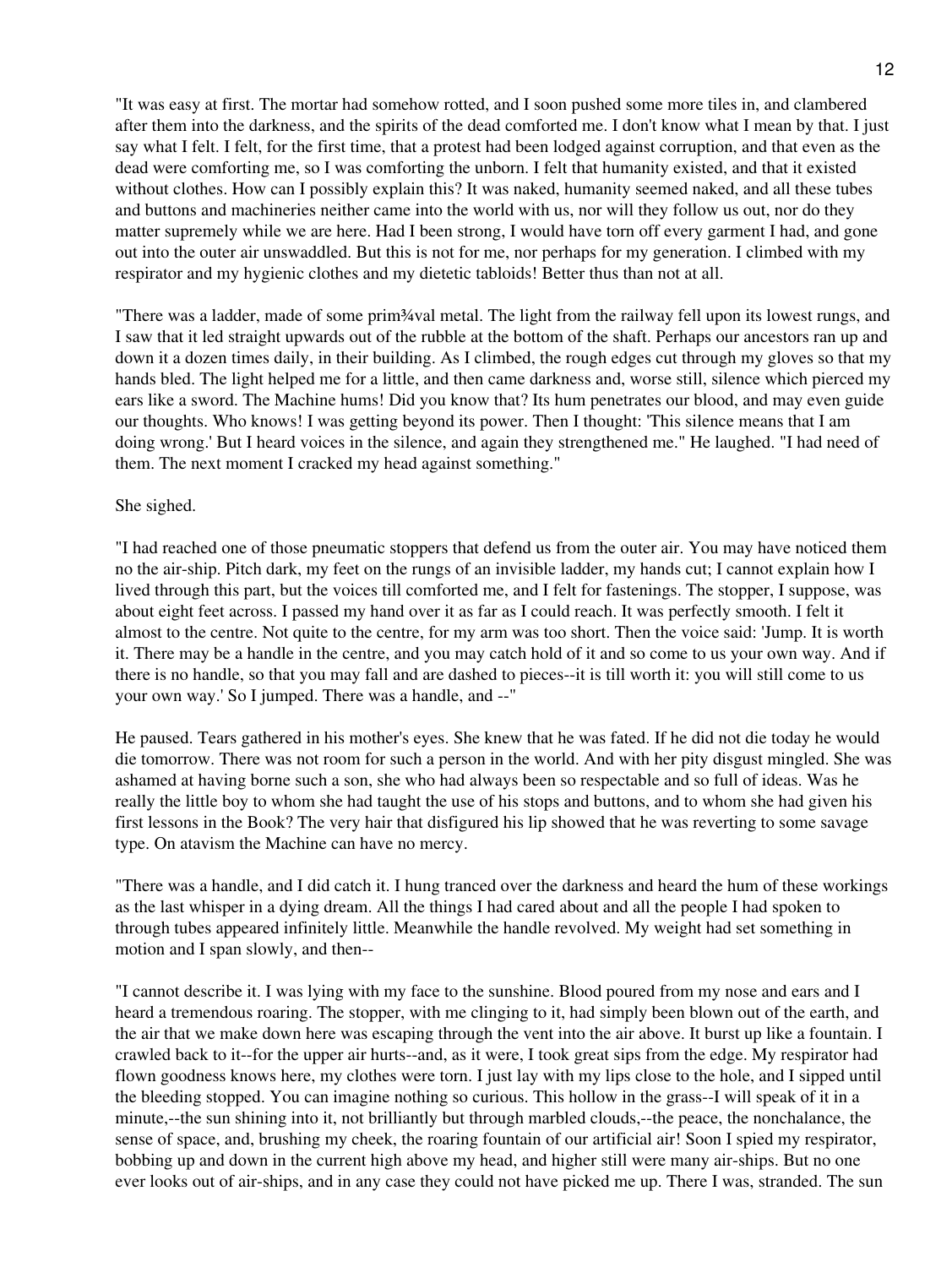"It was easy at first. The mortar had somehow rotted, and I soon pushed some more tiles in, and clambered after them into the darkness, and the spirits of the dead comforted me. I don't know what I mean by that. I just say what I felt. I felt, for the first time, that a protest had been lodged against corruption, and that even as the dead were comforting me, so I was comforting the unborn. I felt that humanity existed, and that it existed without clothes. How can I possibly explain this? It was naked, humanity seemed naked, and all these tubes and buttons and machineries neither came into the world with us, nor will they follow us out, nor do they matter supremely while we are here. Had I been strong, I would have torn off every garment I had, and gone out into the outer air unswaddled. But this is not for me, nor perhaps for my generation. I climbed with my respirator and my hygienic clothes and my dietetic tabloids! Better thus than not at all.

"There was a ladder, made of some prim¾val metal. The light from the railway fell upon its lowest rungs, and I saw that it led straight upwards out of the rubble at the bottom of the shaft. Perhaps our ancestors ran up and down it a dozen times daily, in their building. As I climbed, the rough edges cut through my gloves so that my hands bled. The light helped me for a little, and then came darkness and, worse still, silence which pierced my ears like a sword. The Machine hums! Did you know that? Its hum penetrates our blood, and may even guide our thoughts. Who knows! I was getting beyond its power. Then I thought: 'This silence means that I am doing wrong.' But I heard voices in the silence, and again they strengthened me." He laughed. "I had need of them. The next moment I cracked my head against something."

She sighed.

"I had reached one of those pneumatic stoppers that defend us from the outer air. You may have noticed them no the air-ship. Pitch dark, my feet on the rungs of an invisible ladder, my hands cut; I cannot explain how I lived through this part, but the voices till comforted me, and I felt for fastenings. The stopper, I suppose, was about eight feet across. I passed my hand over it as far as I could reach. It was perfectly smooth. I felt it almost to the centre. Not quite to the centre, for my arm was too short. Then the voice said: 'Jump. It is worth it. There may be a handle in the centre, and you may catch hold of it and so come to us your own way. And if there is no handle, so that you may fall and are dashed to pieces--it is till worth it: you will still come to us your own way.' So I jumped. There was a handle, and --"

He paused. Tears gathered in his mother's eyes. She knew that he was fated. If he did not die today he would die tomorrow. There was not room for such a person in the world. And with her pity disgust mingled. She was ashamed at having borne such a son, she who had always been so respectable and so full of ideas. Was he really the little boy to whom she had taught the use of his stops and buttons, and to whom she had given his first lessons in the Book? The very hair that disfigured his lip showed that he was reverting to some savage type. On atavism the Machine can have no mercy.

"There was a handle, and I did catch it. I hung tranced over the darkness and heard the hum of these workings as the last whisper in a dying dream. All the things I had cared about and all the people I had spoken to through tubes appeared infinitely little. Meanwhile the handle revolved. My weight had set something in motion and I span slowly, and then--

"I cannot describe it. I was lying with my face to the sunshine. Blood poured from my nose and ears and I heard a tremendous roaring. The stopper, with me clinging to it, had simply been blown out of the earth, and the air that we make down here was escaping through the vent into the air above. It burst up like a fountain. I crawled back to it--for the upper air hurts--and, as it were, I took great sips from the edge. My respirator had flown goodness knows here, my clothes were torn. I just lay with my lips close to the hole, and I sipped until the bleeding stopped. You can imagine nothing so curious. This hollow in the grass--I will speak of it in a minute,--the sun shining into it, not brilliantly but through marbled clouds,--the peace, the nonchalance, the sense of space, and, brushing my cheek, the roaring fountain of our artificial air! Soon I spied my respirator, bobbing up and down in the current high above my head, and higher still were many air-ships. But no one ever looks out of air-ships, and in any case they could not have picked me up. There I was, stranded. The sun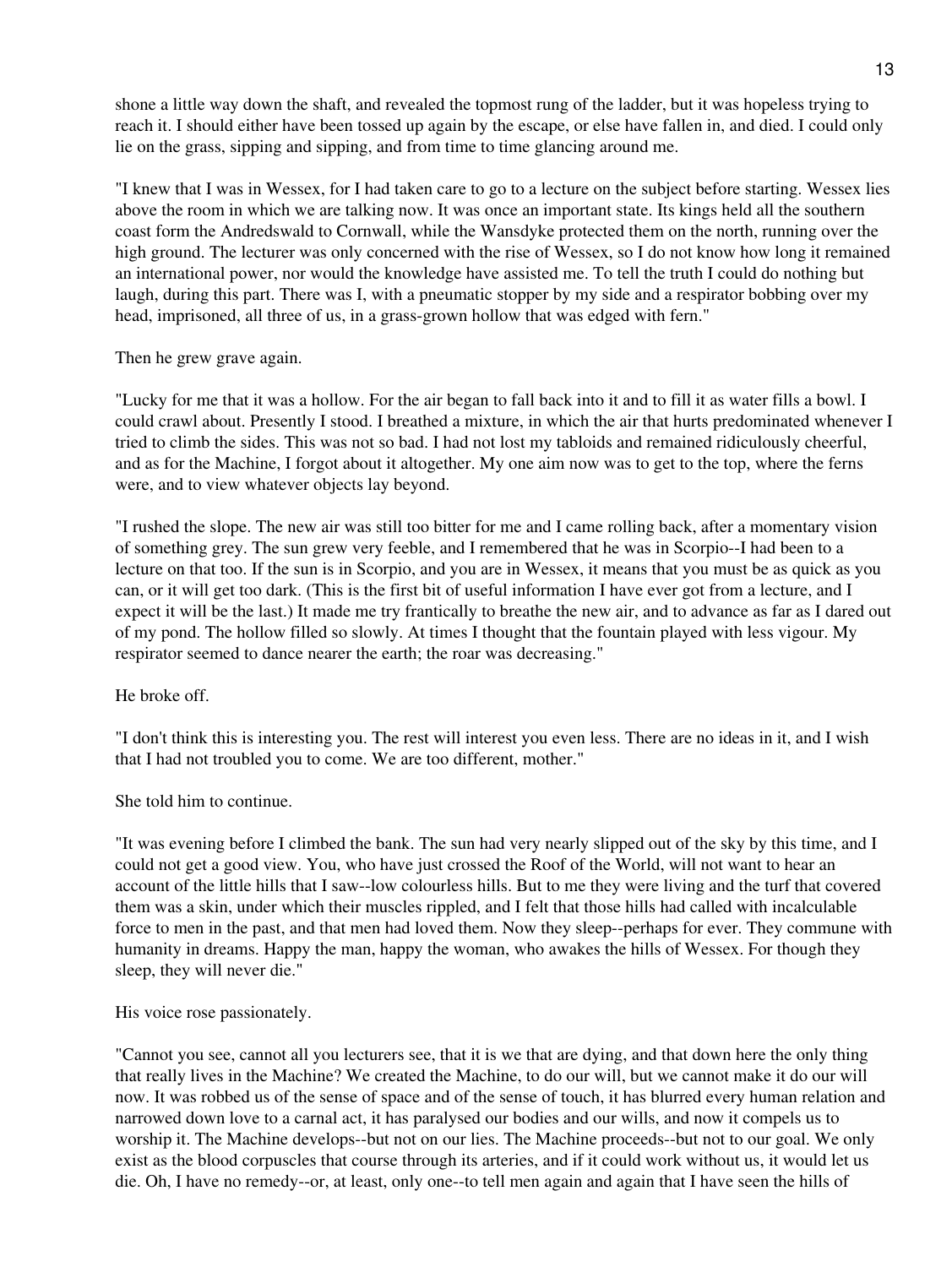shone a little way down the shaft, and revealed the topmost rung of the ladder, but it was hopeless trying to reach it. I should either have been tossed up again by the escape, or else have fallen in, and died. I could only lie on the grass, sipping and sipping, and from time to time glancing around me.

"I knew that I was in Wessex, for I had taken care to go to a lecture on the subject before starting. Wessex lies above the room in which we are talking now. It was once an important state. Its kings held all the southern coast form the Andredswald to Cornwall, while the Wansdyke protected them on the north, running over the high ground. The lecturer was only concerned with the rise of Wessex, so I do not know how long it remained an international power, nor would the knowledge have assisted me. To tell the truth I could do nothing but laugh, during this part. There was I, with a pneumatic stopper by my side and a respirator bobbing over my head, imprisoned, all three of us, in a grass-grown hollow that was edged with fern."

Then he grew grave again.

"Lucky for me that it was a hollow. For the air began to fall back into it and to fill it as water fills a bowl. I could crawl about. Presently I stood. I breathed a mixture, in which the air that hurts predominated whenever I tried to climb the sides. This was not so bad. I had not lost my tabloids and remained ridiculously cheerful, and as for the Machine, I forgot about it altogether. My one aim now was to get to the top, where the ferns were, and to view whatever objects lay beyond.

"I rushed the slope. The new air was still too bitter for me and I came rolling back, after a momentary vision of something grey. The sun grew very feeble, and I remembered that he was in Scorpio--I had been to a lecture on that too. If the sun is in Scorpio, and you are in Wessex, it means that you must be as quick as you can, or it will get too dark. (This is the first bit of useful information I have ever got from a lecture, and I expect it will be the last.) It made me try frantically to breathe the new air, and to advance as far as I dared out of my pond. The hollow filled so slowly. At times I thought that the fountain played with less vigour. My respirator seemed to dance nearer the earth; the roar was decreasing."

He broke off.

"I don't think this is interesting you. The rest will interest you even less. There are no ideas in it, and I wish that I had not troubled you to come. We are too different, mother."

She told him to continue.

"It was evening before I climbed the bank. The sun had very nearly slipped out of the sky by this time, and I could not get a good view. You, who have just crossed the Roof of the World, will not want to hear an account of the little hills that I saw--low colourless hills. But to me they were living and the turf that covered them was a skin, under which their muscles rippled, and I felt that those hills had called with incalculable force to men in the past, and that men had loved them. Now they sleep--perhaps for ever. They commune with humanity in dreams. Happy the man, happy the woman, who awakes the hills of Wessex. For though they sleep, they will never die."

His voice rose passionately.

"Cannot you see, cannot all you lecturers see, that it is we that are dying, and that down here the only thing that really lives in the Machine? We created the Machine, to do our will, but we cannot make it do our will now. It was robbed us of the sense of space and of the sense of touch, it has blurred every human relation and narrowed down love to a carnal act, it has paralysed our bodies and our wills, and now it compels us to worship it. The Machine develops--but not on our lies. The Machine proceeds--but not to our goal. We only exist as the blood corpuscles that course through its arteries, and if it could work without us, it would let us die. Oh, I have no remedy--or, at least, only one--to tell men again and again that I have seen the hills of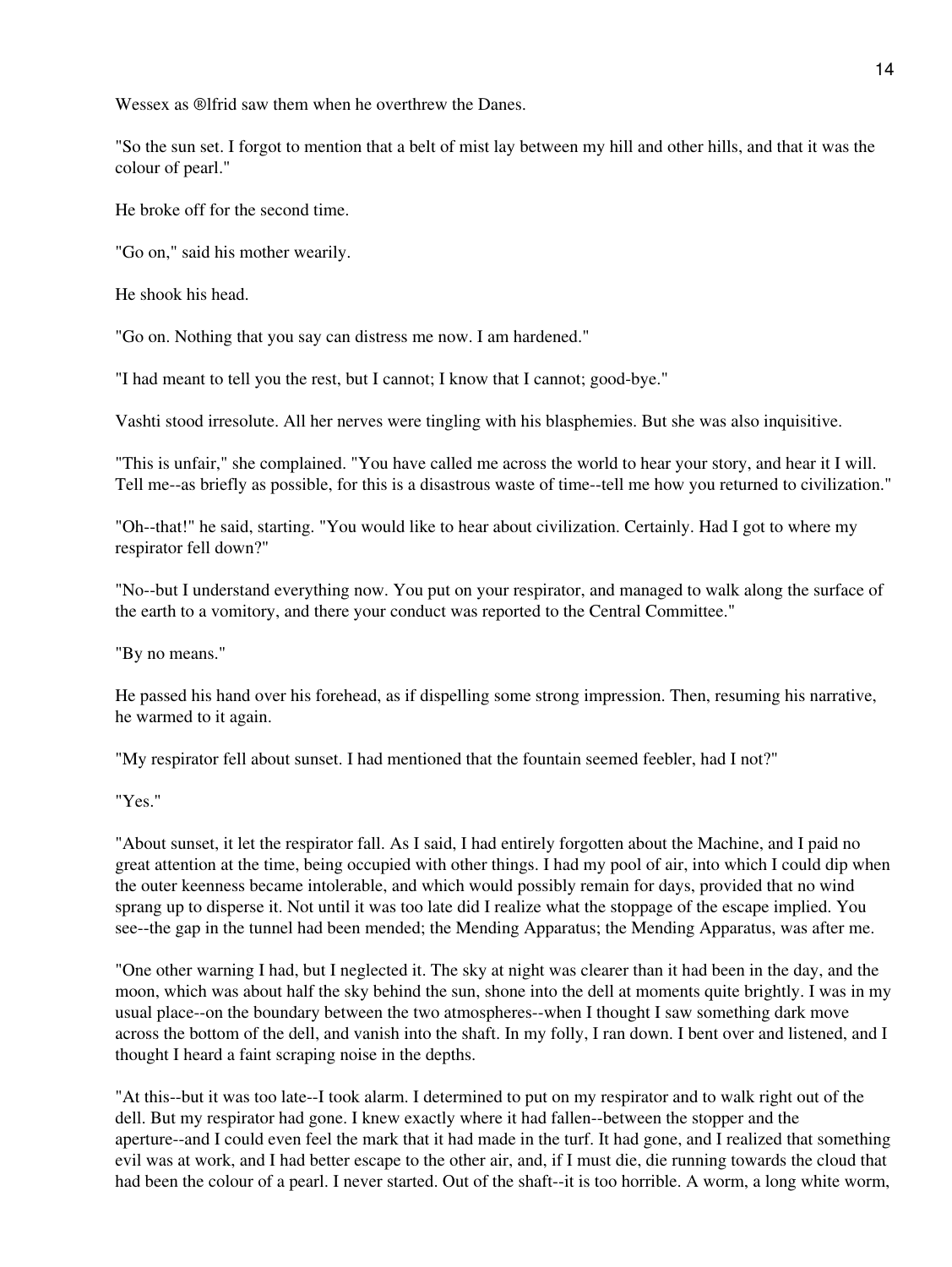Wessex as ®lfrid saw them when he overthrew the Danes.

"So the sun set. I forgot to mention that a belt of mist lay between my hill and other hills, and that it was the colour of pearl."

He broke off for the second time.

"Go on," said his mother wearily.

He shook his head.

"Go on. Nothing that you say can distress me now. I am hardened."

"I had meant to tell you the rest, but I cannot; I know that I cannot; good-bye."

Vashti stood irresolute. All her nerves were tingling with his blasphemies. But she was also inquisitive.

"This is unfair," she complained. "You have called me across the world to hear your story, and hear it I will. Tell me--as briefly as possible, for this is a disastrous waste of time--tell me how you returned to civilization."

"Oh--that!" he said, starting. "You would like to hear about civilization. Certainly. Had I got to where my respirator fell down?"

"No--but I understand everything now. You put on your respirator, and managed to walk along the surface of the earth to a vomitory, and there your conduct was reported to the Central Committee."

"By no means."

He passed his hand over his forehead, as if dispelling some strong impression. Then, resuming his narrative, he warmed to it again.

"My respirator fell about sunset. I had mentioned that the fountain seemed feebler, had I not?"

"Yes."

"About sunset, it let the respirator fall. As I said, I had entirely forgotten about the Machine, and I paid no great attention at the time, being occupied with other things. I had my pool of air, into which I could dip when the outer keenness became intolerable, and which would possibly remain for days, provided that no wind sprang up to disperse it. Not until it was too late did I realize what the stoppage of the escape implied. You see--the gap in the tunnel had been mended; the Mending Apparatus; the Mending Apparatus, was after me.

"One other warning I had, but I neglected it. The sky at night was clearer than it had been in the day, and the moon, which was about half the sky behind the sun, shone into the dell at moments quite brightly. I was in my usual place--on the boundary between the two atmospheres--when I thought I saw something dark move across the bottom of the dell, and vanish into the shaft. In my folly, I ran down. I bent over and listened, and I thought I heard a faint scraping noise in the depths.

"At this--but it was too late--I took alarm. I determined to put on my respirator and to walk right out of the dell. But my respirator had gone. I knew exactly where it had fallen--between the stopper and the aperture--and I could even feel the mark that it had made in the turf. It had gone, and I realized that something evil was at work, and I had better escape to the other air, and, if I must die, die running towards the cloud that had been the colour of a pearl. I never started. Out of the shaft--it is too horrible. A worm, a long white worm,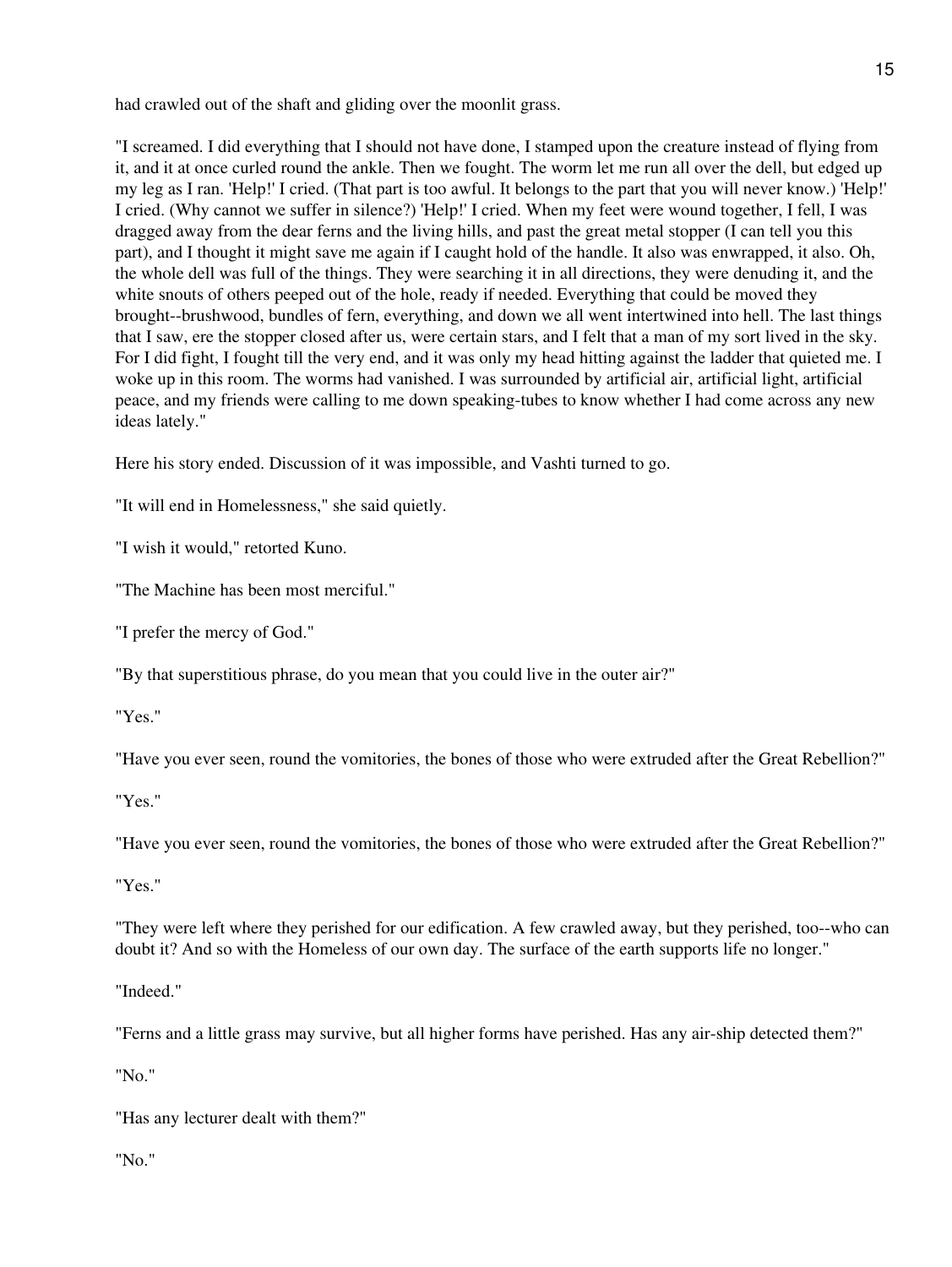had crawled out of the shaft and gliding over the moonlit grass.

"I screamed. I did everything that I should not have done, I stamped upon the creature instead of flying from it, and it at once curled round the ankle. Then we fought. The worm let me run all over the dell, but edged up my leg as I ran. 'Help!' I cried. (That part is too awful. It belongs to the part that you will never know.) 'Help!' I cried. (Why cannot we suffer in silence?) 'Help!' I cried. When my feet were wound together, I fell, I was dragged away from the dear ferns and the living hills, and past the great metal stopper (I can tell you this part), and I thought it might save me again if I caught hold of the handle. It also was enwrapped, it also. Oh, the whole dell was full of the things. They were searching it in all directions, they were denuding it, and the white snouts of others peeped out of the hole, ready if needed. Everything that could be moved they brought--brushwood, bundles of fern, everything, and down we all went intertwined into hell. The last things that I saw, ere the stopper closed after us, were certain stars, and I felt that a man of my sort lived in the sky. For I did fight, I fought till the very end, and it was only my head hitting against the ladder that quieted me. I woke up in this room. The worms had vanished. I was surrounded by artificial air, artificial light, artificial peace, and my friends were calling to me down speaking-tubes to know whether I had come across any new ideas lately."

Here his story ended. Discussion of it was impossible, and Vashti turned to go.

"It will end in Homelessness," she said quietly.

"I wish it would," retorted Kuno.

"The Machine has been most merciful."

"I prefer the mercy of God."

"By that superstitious phrase, do you mean that you could live in the outer air?"

"Yes."

"Have you ever seen, round the vomitories, the bones of those who were extruded after the Great Rebellion?"

"Yes."

"Have you ever seen, round the vomitories, the bones of those who were extruded after the Great Rebellion?"

"Yes."

"They were left where they perished for our edification. A few crawled away, but they perished, too--who can doubt it? And so with the Homeless of our own day. The surface of the earth supports life no longer."

"Indeed."

"Ferns and a little grass may survive, but all higher forms have perished. Has any air-ship detected them?"

"No."

"Has any lecturer dealt with them?"

"No."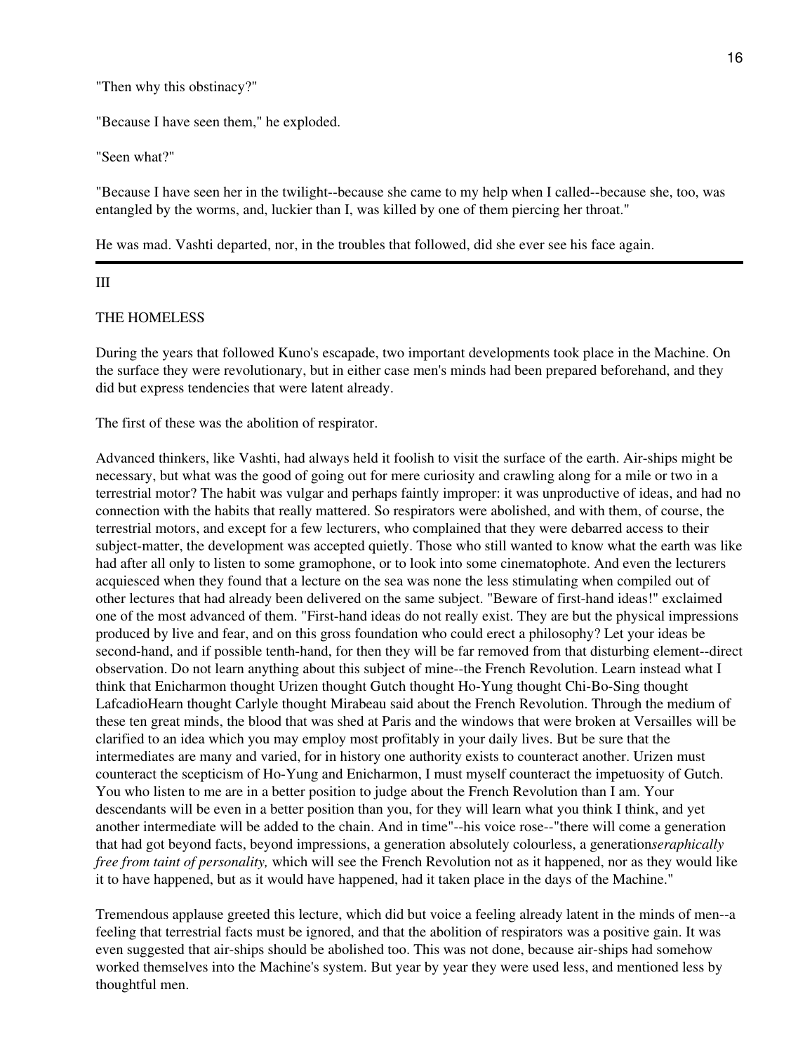"Then why this obstinacy?"

"Because I have seen them," he exploded.

"Seen what?"

"Because I have seen her in the twilight--because she came to my help when I called--because she, too, was entangled by the worms, and, luckier than I, was killed by one of them piercing her throat."

He was mad. Vashti departed, nor, in the troubles that followed, did she ever see his face again.

---

## III

## THE HOMELESS

During the years that followed Kuno's escapade, two important developments took place in the Machine. On the surface they were revolutionary, but in either case men's minds had been prepared beforehand, and they did but express tendencies that were latent already.

The first of these was the abolition of respirator.

Advanced thinkers, like Vashti, had always held it foolish to visit the surface of the earth. Air-ships might be necessary, but what was the good of going out for mere curiosity and crawling along for a mile or two in a terrestrial motor? The habit was vulgar and perhaps faintly improper: it was unproductive of ideas, and had no connection with the habits that really mattered. So respirators were abolished, and with them, of course, the terrestrial motors, and except for a few lecturers, who complained that they were debarred access to their subject-matter, the development was accepted quietly. Those who still wanted to know what the earth was like had after all only to listen to some gramophone, or to look into some cinematophote. And even the lecturers acquiesced when they found that a lecture on the sea was none the less stimulating when compiled out of other lectures that had already been delivered on the same subject. "Beware of first-hand ideas!" exclaimed one of the most advanced of them. "First-hand ideas do not really exist. They are but the physical impressions produced by live and fear, and on this gross foundation who could erect a philosophy? Let your ideas be second-hand, and if possible tenth-hand, for then they will be far removed from that disturbing element--direct observation. Do not learn anything about this subject of mine--the French Revolution. Learn instead what I think that Enicharmon thought Urizen thought Gutch thought Ho-Yung thought Chi-Bo-Sing thought LafcadioHearn thought Carlyle thought Mirabeau said about the French Revolution. Through the medium of these ten great minds, the blood that was shed at Paris and the windows that were broken at Versailles will be clarified to an idea which you may employ most profitably in your daily lives. But be sure that the intermediates are many and varied, for in history one authority exists to counteract another. Urizen must counteract the scepticism of Ho-Yung and Enicharmon, I must myself counteract the impetuosity of Gutch. You who listen to me are in a better position to judge about the French Revolution than I am. Your descendants will be even in a better position than you, for they will learn what you think I think, and yet another intermediate will be added to the chain. And in time"--his voice rose--"there will come a generation that had got beyond facts, beyond impressions, a generation absolutely colourless, a generation *seraphically free from taint of personality,* which will see the French Revolution not as it happened, nor as they would like it to have happened, but as it would have happened, had it taken place in the days of the Machine."

Tremendous applause greeted this lecture, which did but voice a feeling already latent in the minds of men--a feeling that terrestrial facts must be ignored, and that the abolition of respirators was a positive gain. It was even suggested that air-ships should be abolished too. This was not done, because air-ships had somehow worked themselves into the Machine's system. But year by year they were used less, and mentioned less by thoughtful men.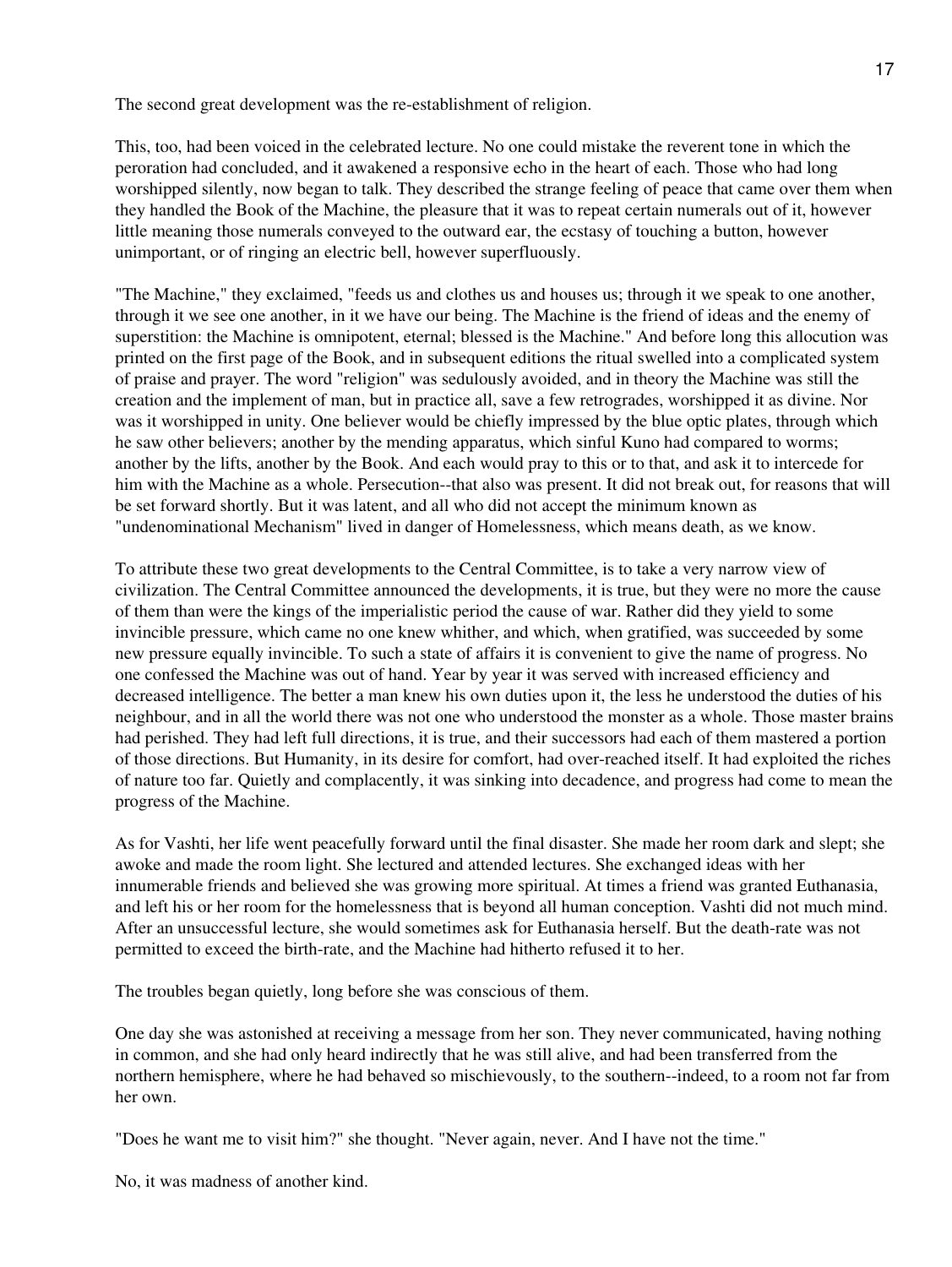The second great development was the re-establishment of religion.

This, too, had been voiced in the celebrated lecture. No one could mistake the reverent tone in which the peroration had concluded, and it awakened a responsive echo in the heart of each. Those who had long worshipped silently, now began to talk. They described the strange feeling of peace that came over them when they handled the Book of the Machine, the pleasure that it was to repeat certain numerals out of it, however little meaning those numerals conveyed to the outward ear, the ecstasy of touching a button, however unimportant, or of ringing an electric bell, however superfluously.

"The Machine," they exclaimed, "feeds us and clothes us and houses us; through it we speak to one another, through it we see one another, in it we have our being. The Machine is the friend of ideas and the enemy of superstition: the Machine is omnipotent, eternal; blessed is the Machine." And before long this allocution was printed on the first page of the Book, and in subsequent editions the ritual swelled into a complicated system of praise and prayer. The word "religion" was sedulously avoided, and in theory the Machine was still the creation and the implement of man, but in practice all, save a few retrogrades, worshipped it as divine. Nor was it worshipped in unity. One believer would be chiefly impressed by the blue optic plates, through which he saw other believers; another by the mending apparatus, which sinful Kuno had compared to worms; another by the lifts, another by the Book. And each would pray to this or to that, and ask it to intercede for him with the Machine as a whole. Persecution--that also was present. It did not break out, for reasons that will be set forward shortly. But it was latent, and all who did not accept the minimum known as "undenominational Mechanism" lived in danger of Homelessness, which means death, as we know.

To attribute these two great developments to the Central Committee, is to take a very narrow view of civilization. The Central Committee announced the developments, it is true, but they were no more the cause of them than were the kings of the imperialistic period the cause of war. Rather did they yield to some invincible pressure, which came no one knew whither, and which, when gratified, was succeeded by some new pressure equally invincible. To such a state of affairs it is convenient to give the name of progress. No one confessed the Machine was out of hand. Year by year it was served with increased efficiency and decreased intelligence. The better a man knew his own duties upon it, the less he understood the duties of his neighbour, and in all the world there was not one who understood the monster as a whole. Those master brains had perished. They had left full directions, it is true, and their successors had each of them mastered a portion of those directions. But Humanity, in its desire for comfort, had over-reached itself. It had exploited the riches of nature too far. Quietly and complacently, it was sinking into decadence, and progress had come to mean the progress of the Machine.

As for Vashti, her life went peacefully forward until the final disaster. She made her room dark and slept; she awoke and made the room light. She lectured and attended lectures. She exchanged ideas with her innumerable friends and believed she was growing more spiritual. At times a friend was granted Euthanasia, and left his or her room for the homelessness that is beyond all human conception. Vashti did not much mind. After an unsuccessful lecture, she would sometimes ask for Euthanasia herself. But the death-rate was not permitted to exceed the birth-rate, and the Machine had hitherto refused it to her.

The troubles began quietly, long before she was conscious of them.

One day she was astonished at receiving a message from her son. They never communicated, having nothing in common, and she had only heard indirectly that he was still alive, and had been transferred from the northern hemisphere, where he had behaved so mischievously, to the southern--indeed, to a room not far from her own.

"Does he want me to visit him?" she thought. "Never again, never. And I have not the time."

No, it was madness of another kind.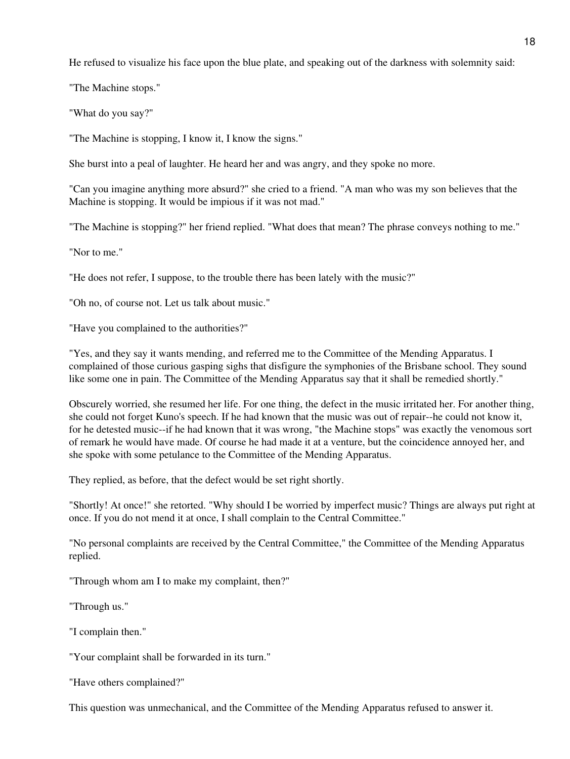He refused to visualize his face upon the blue plate, and speaking out of the darkness with solemnity said:

"The Machine stops."

"What do you say?"

"The Machine is stopping, I know it, I know the signs."

She burst into a peal of laughter. He heard her and was angry, and they spoke no more.

"Can you imagine anything more absurd?" she cried to a friend. "A man who was my son believes that the Machine is stopping. It would be impious if it was not mad."

"The Machine is stopping?" her friend replied. "What does that mean? The phrase conveys nothing to me."

"Nor to me."

"He does not refer, I suppose, to the trouble there has been lately with the music?"

"Oh no, of course not. Let us talk about music."

"Have you complained to the authorities?"

"Yes, and they say it wants mending, and referred me to the Committee of the Mending Apparatus. I complained of those curious gasping sighs that disfigure the symphonies of the Brisbane school. They sound like some one in pain. The Committee of the Mending Apparatus say that it shall be remedied shortly."

Obscurely worried, she resumed her life. For one thing, the defect in the music irritated her. For another thing, she could not forget Kuno's speech. If he had known that the music was out of repair--he could not know it, for he detested music--if he had known that it was wrong, "the Machine stops" was exactly the venomous sort of remark he would have made. Of course he had made it at a venture, but the coincidence annoyed her, and she spoke with some petulance to the Committee of the Mending Apparatus.

They replied, as before, that the defect would be set right shortly.

"Shortly! At once!" she retorted. "Why should I be worried by imperfect music? Things are always put right at once. If you do not mend it at once, I shall complain to the Central Committee."

"No personal complaints are received by the Central Committee," the Committee of the Mending Apparatus replied.

"Through whom am I to make my complaint, then?"

"Through us."

"I complain then."

"Your complaint shall be forwarded in its turn."

"Have others complained?"

This question was unmechanical, and the Committee of the Mending Apparatus refused to answer it.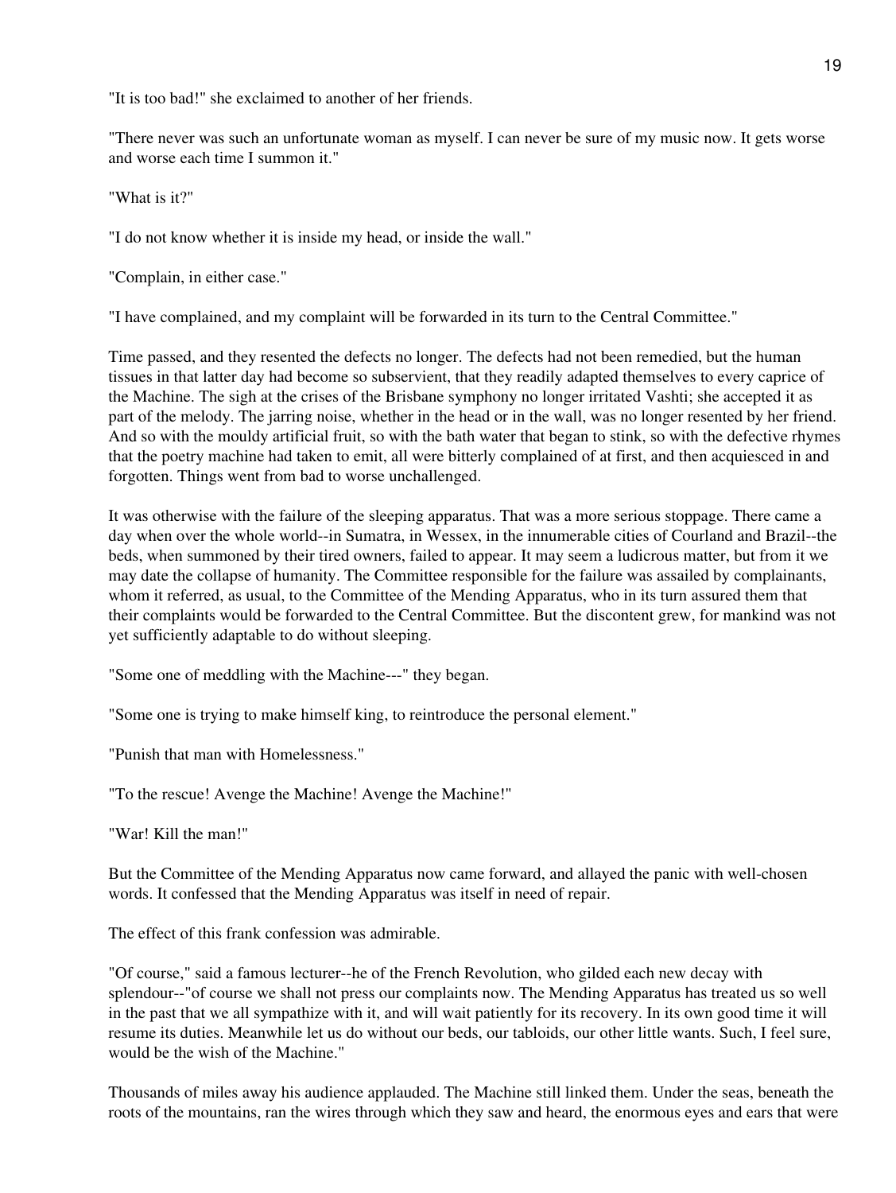"It is too bad!" she exclaimed to another of her friends.

"There never was such an unfortunate woman as myself. I can never be sure of my music now. It gets worse and worse each time I summon it."

"What is it?"

"I do not know whether it is inside my head, or inside the wall."

"Complain, in either case."

"I have complained, and my complaint will be forwarded in its turn to the Central Committee."

Time passed, and they resented the defects no longer. The defects had not been remedied, but the human tissues in that latter day had become so subservient, that they readily adapted themselves to every caprice of the Machine. The sigh at the crises of the Brisbane symphony no longer irritated Vashti; she accepted it as part of the melody. The jarring noise, whether in the head or in the wall, was no longer resented by her friend. And so with the mouldy artificial fruit, so with the bath water that began to stink, so with the defective rhymes that the poetry machine had taken to emit, all were bitterly complained of at first, and then acquiesced in and forgotten. Things went from bad to worse unchallenged.

It was otherwise with the failure of the sleeping apparatus. That was a more serious stoppage. There came a day when over the whole world--in Sumatra, in Wessex, in the innumerable cities of Courland and Brazil--the beds, when summoned by their tired owners, failed to appear. It may seem a ludicrous matter, but from it we may date the collapse of humanity. The Committee responsible for the failure was assailed by complainants, whom it referred, as usual, to the Committee of the Mending Apparatus, who in its turn assured them that their complaints would be forwarded to the Central Committee. But the discontent grew, for mankind was not yet sufficiently adaptable to do without sleeping.

"Some one of meddling with the Machine---" they began.

"Some one is trying to make himself king, to reintroduce the personal element."

"Punish that man with Homelessness."

"To the rescue! Avenge the Machine! Avenge the Machine!"

"War! Kill the man!"

But the Committee of the Mending Apparatus now came forward, and allayed the panic with well-chosen words. It confessed that the Mending Apparatus was itself in need of repair.

The effect of this frank confession was admirable.

"Of course," said a famous lecturer--he of the French Revolution, who gilded each new decay with splendour--"of course we shall not press our complaints now. The Mending Apparatus has treated us so well in the past that we all sympathize with it, and will wait patiently for its recovery. In its own good time it will resume its duties. Meanwhile let us do without our beds, our tabloids, our other little wants. Such, I feel sure, would be the wish of the Machine."

Thousands of miles away his audience applauded. The Machine still linked them. Under the seas, beneath the roots of the mountains, ran the wires through which they saw and heard, the enormous eyes and ears that were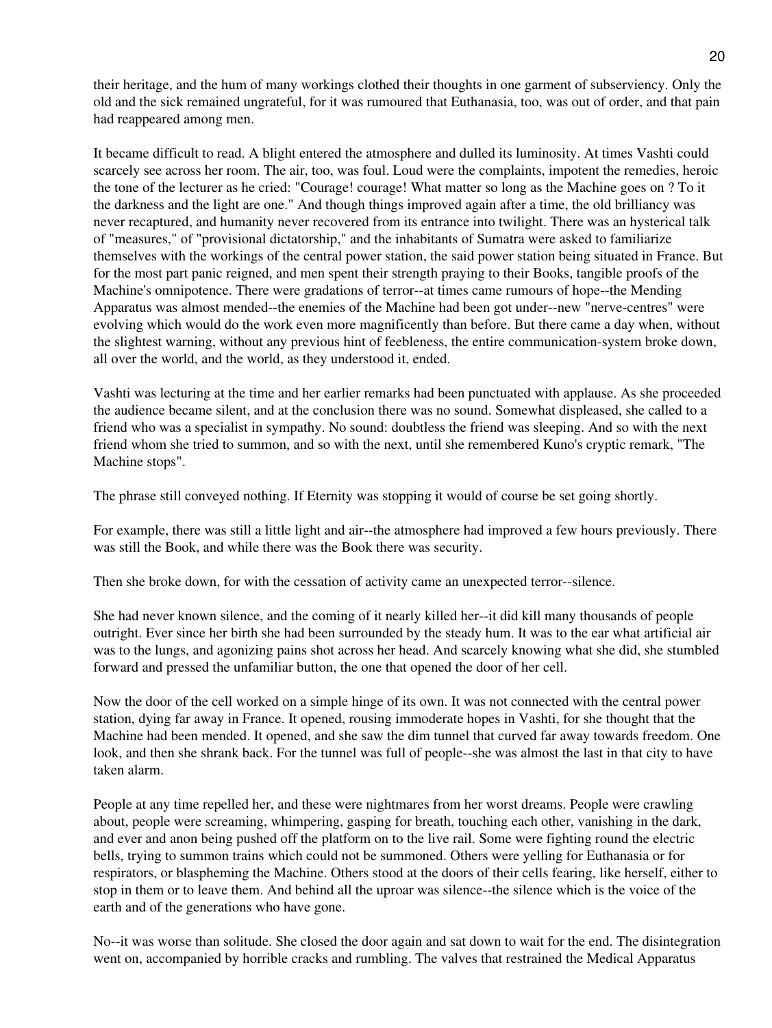their heritage, and the hum of many workings clothed their thoughts in one garment of subserviency. Only the old and the sick remained ungrateful, for it was rumoured that Euthanasia, too, was out of order, and that pain had reappeared among men.

It became difficult to read. A blight entered the atmosphere and dulled its luminosity. At times Vashti could scarcely see across her room. The air, too, was foul. Loud were the complaints, impotent the remedies, heroic the tone of the lecturer as he cried: "Courage! courage! What matter so long as the Machine goes on ? To it the darkness and the light are one." And though things improved again after a time, the old brilliancy was never recaptured, and humanity never recovered from its entrance into twilight. There was an hysterical talk of "measures," of "provisional dictatorship," and the inhabitants of Sumatra were asked to familiarize themselves with the workings of the central power station, the said power station being situated in France. But for the most part panic reigned, and men spent their strength praying to their Books, tangible proofs of the Machine's omnipotence. There were gradations of terror--at times came rumours of hope--the Mending Apparatus was almost mended--the enemies of the Machine had been got under--new "nerve-centres" were evolving which would do the work even more magnificently than before. But there came a day when, without the slightest warning, without any previous hint of feebleness, the entire communication-system broke down, all over the world, and the world, as they understood it, ended.

Vashti was lecturing at the time and her earlier remarks had been punctuated with applause. As she proceeded the audience became silent, and at the conclusion there was no sound. Somewhat displeased, she called to a friend who was a specialist in sympathy. No sound: doubtless the friend was sleeping. And so with the next friend whom she tried to summon, and so with the next, until she remembered Kuno's cryptic remark, "The Machine stops".

The phrase still conveyed nothing. If Eternity was stopping it would of course be set going shortly.

For example, there was still a little light and air--the atmosphere had improved a few hours previously. There was still the Book, and while there was the Book there was security.

Then she broke down, for with the cessation of activity came an unexpected terror--silence.

She had never known silence, and the coming of it nearly killed her--it did kill many thousands of people outright. Ever since her birth she had been surrounded by the steady hum. It was to the ear what artificial air was to the lungs, and agonizing pains shot across her head. And scarcely knowing what she did, she stumbled forward and pressed the unfamiliar button, the one that opened the door of her cell.

Now the door of the cell worked on a simple hinge of its own. It was not connected with the central power station, dying far away in France. It opened, rousing immoderate hopes in Vashti, for she thought that the Machine had been mended. It opened, and she saw the dim tunnel that curved far away towards freedom. One look, and then she shrank back. For the tunnel was full of people--she was almost the last in that city to have taken alarm.

People at any time repelled her, and these were nightmares from her worst dreams. People were crawling about, people were screaming, whimpering, gasping for breath, touching each other, vanishing in the dark, and ever and anon being pushed off the platform on to the live rail. Some were fighting round the electric bells, trying to summon trains which could not be summoned. Others were yelling for Euthanasia or for respirators, or blaspheming the Machine. Others stood at the doors of their cells fearing, like herself, either to stop in them or to leave them. And behind all the uproar was silence--the silence which is the voice of the earth and of the generations who have gone.

No--it was worse than solitude. She closed the door again and sat down to wait for the end. The disintegration went on, accompanied by horrible cracks and rumbling. The valves that restrained the Medical Apparatus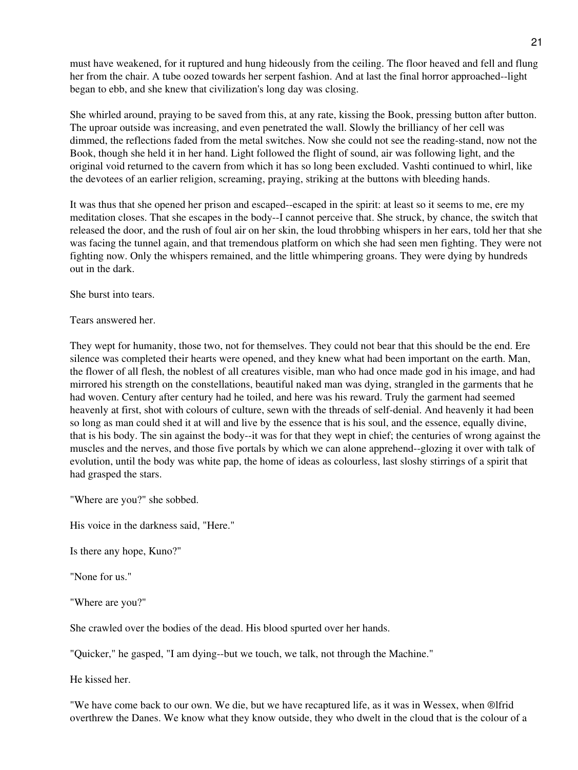must have weakened, for it ruptured and hung hideously from the ceiling. The floor heaved and fell and flung her from the chair. A tube oozed towards her serpent fashion. And at last the final horror approached--light began to ebb, and she knew that civilization's long day was closing.

She whirled around, praying to be saved from this, at any rate, kissing the Book, pressing button after button. The uproar outside was increasing, and even penetrated the wall. Slowly the brilliancy of her cell was dimmed, the reflections faded from the metal switches. Now she could not see the reading-stand, now not the Book, though she held it in her hand. Light followed the flight of sound, air was following light, and the original void returned to the cavern from which it has so long been excluded. Vashti continued to whirl, like the devotees of an earlier religion, screaming, praying, striking at the buttons with bleeding hands.

It was thus that she opened her prison and escaped--escaped in the spirit: at least so it seems to me, ere my meditation closes. That she escapes in the body--I cannot perceive that. She struck, by chance, the switch that released the door, and the rush of foul air on her skin, the loud throbbing whispers in her ears, told her that she was facing the tunnel again, and that tremendous platform on which she had seen men fighting. They were not fighting now. Only the whispers remained, and the little whimpering groans. They were dying by hundreds out in the dark.

She burst into tears.

Tears answered her.

They wept for humanity, those two, not for themselves. They could not bear that this should be the end. Ere silence was completed their hearts were opened, and they knew what had been important on the earth. Man, the flower of all flesh, the noblest of all creatures visible, man who had once made god in his image, and had mirrored his strength on the constellations, beautiful naked man was dying, strangled in the garments that he had woven. Century after century had he toiled, and here was his reward. Truly the garment had seemed heavenly at first, shot with colours of culture, sewn with the threads of self-denial. And heavenly it had been so long as man could shed it at will and live by the essence that is his soul, and the essence, equally divine, that is his body. The sin against the body--it was for that they wept in chief; the centuries of wrong against the muscles and the nerves, and those five portals by which we can alone apprehend--glozing it over with talk of evolution, until the body was white pap, the home of ideas as colourless, last sloshy stirrings of a spirit that had grasped the stars.

"Where are you?" she sobbed.

His voice in the darkness said, "Here."

Is there any hope, Kuno?"

"None for us."

"Where are you?"

She crawled over the bodies of the dead. His blood spurted over her hands.

"Quicker," he gasped, "I am dying--but we touch, we talk, not through the Machine."

He kissed her.

"We have come back to our own. We die, but we have recaptured life, as it was in Wessex, when ®lfrid overthrew the Danes. We know what they know outside, they who dwelt in the cloud that is the colour of a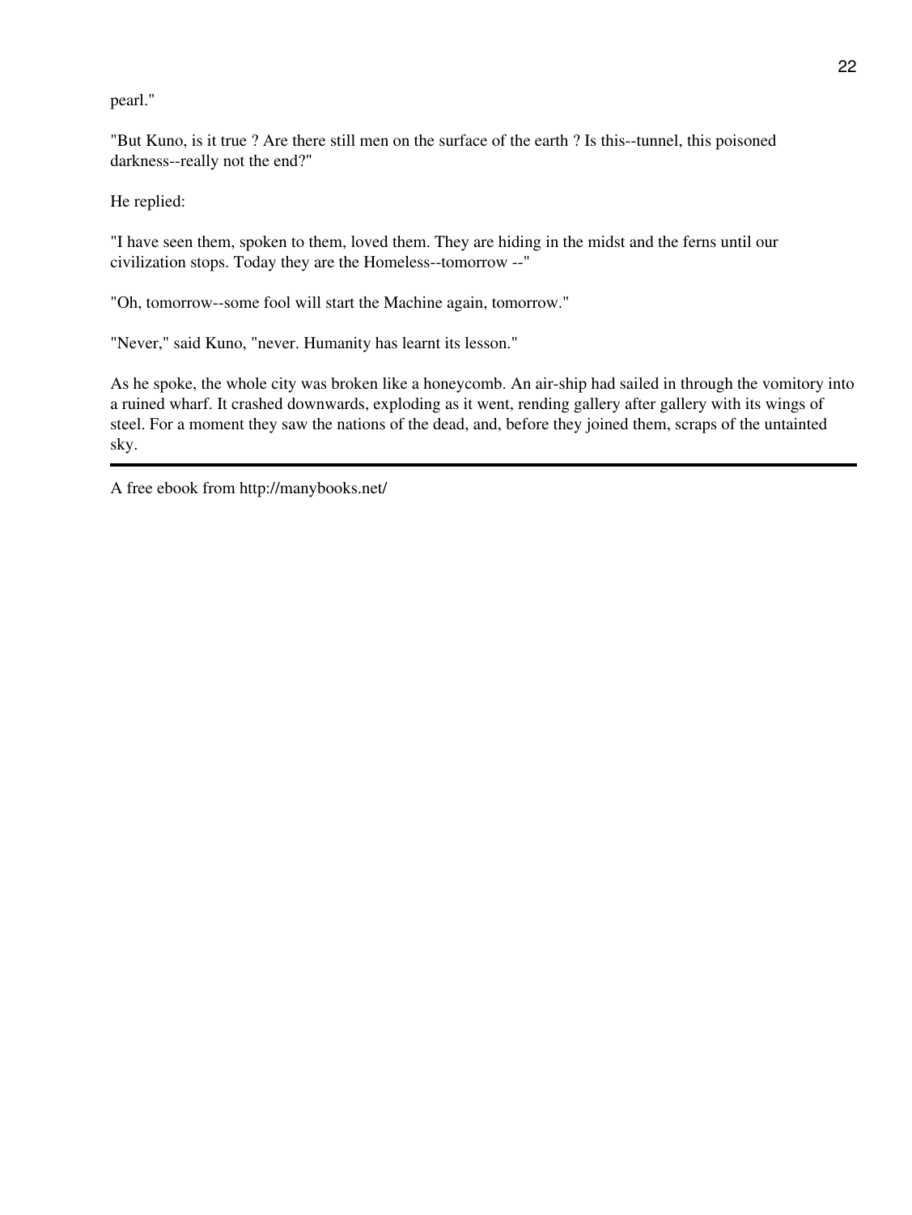pearl."

"But Kuno, is it true ? Are there still men on the surface of the earth ? Is this--tunnel, this poisoned darkness--really not the end?"

He replied:

"I have seen them, spoken to them, loved them. They are hiding in the midst and the ferns until our civilization stops. Today they are the Homeless--tomorrow --"

"Oh, tomorrow--some fool will start the Machine again, tomorrow."

"Never," said Kuno, "never. Humanity has learnt its lesson."

As he spoke, the whole city was broken like a honeycomb. An air-ship had sailed in through the vomitory into a ruined wharf. It crashed downwards, exploding as it went, rending gallery after gallery with its wings of steel. For a moment they saw the nations of the dead, and, before they joined them, scraps of the untainted sky.

---

A free ebook from http://manybooks.net/